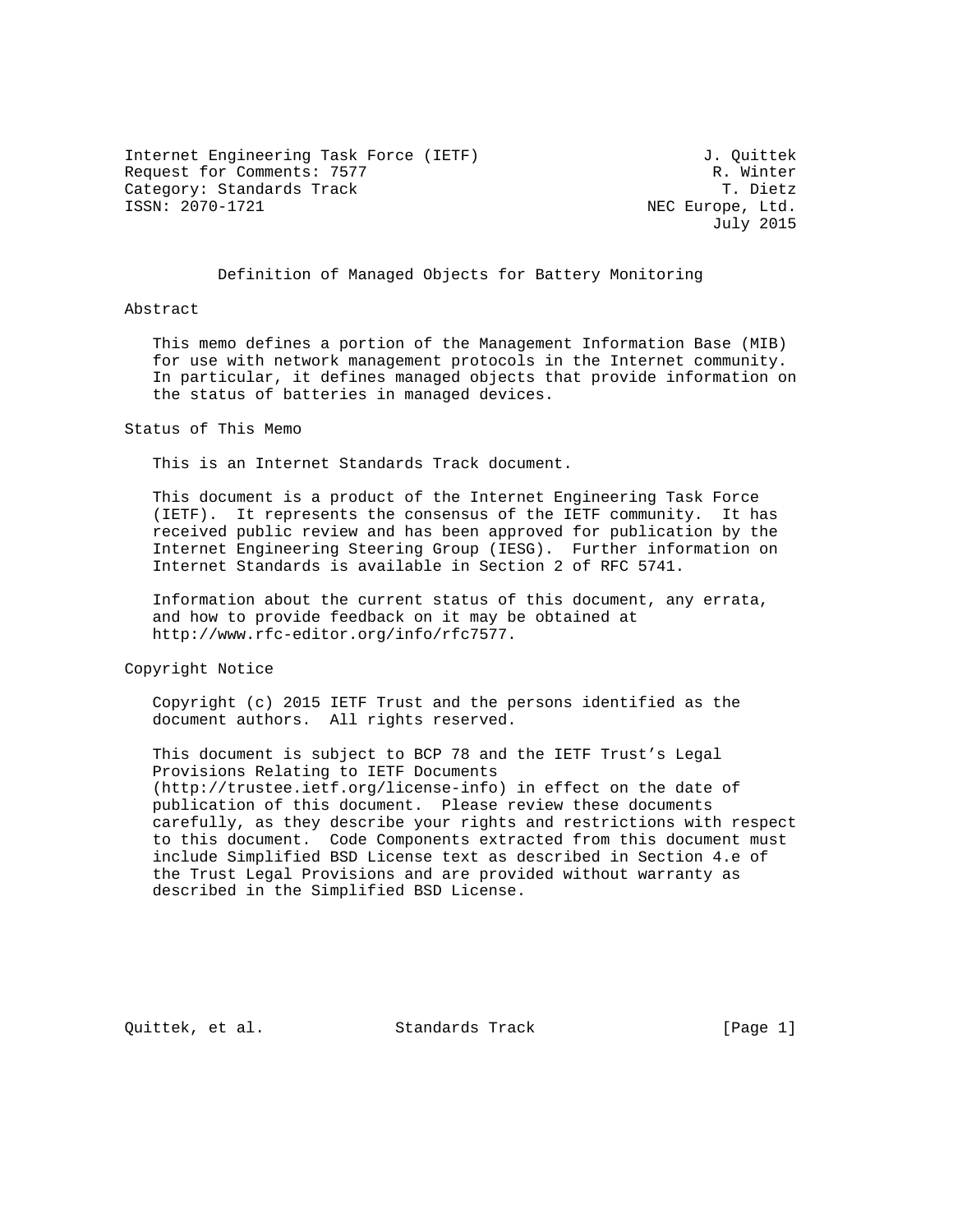Internet Engineering Task Force (IETF) J. Quittek
Request for Comments: 7577 R. Winter
Category: Standards Track T. Dietz
ISSN: 2070-1721 NEC Europe, Ltd.
July 2015

# Definition of Managed Objects for Battery Monitoring

## Abstract

This memo defines a portion of the Management Information Base (MIB) for use with network management protocols in the Internet community. In particular, it defines managed objects that provide information on the status of batteries in managed devices.

## Status of This Memo

This is an Internet Standards Track document.

This document is a product of the Internet Engineering Task Force (IETF). It represents the consensus of the IETF community. It has received public review and has been approved for publication by the Internet Engineering Steering Group (IESG). Further information on Internet Standards is available in Section 2 of RFC 5741.

Information about the current status of this document, any errata, and how to provide feedback on it may be obtained at http://www.rfc-editor.org/info/rfc7577.

## Copyright Notice

Copyright (c) 2015 IETF Trust and the persons identified as the document authors. All rights reserved.

This document is subject to BCP 78 and the IETF Trust's Legal Provisions Relating to IETF Documents (http://trustee.ietf.org/license-info) in effect on the date of publication of this document. Please review these documents carefully, as they describe your rights and restrictions with respect to this document. Code Components extracted from this document must include Simplified BSD License text as described in Section 4.e of the Trust Legal Provisions and are provided without warranty as described in the Simplified BSD License.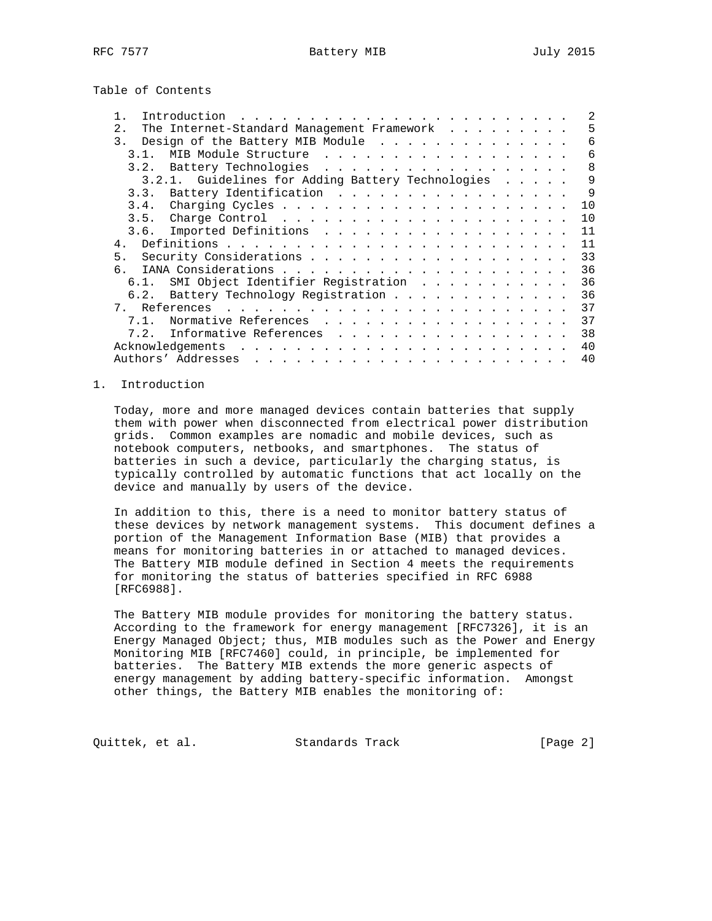Table of Contents

```
   1.  Introduction . . . . . . . . . . . . . . . . . . . . . . . .   2
   2.  The Internet-Standard Management Framework . . . . . . . . .   5
   3.  Design of the Battery MIB Module . . . . . . . . . . . . . .   6
     3.1.  MIB Module Structure . . . . . . . . . . . . . . . . . .   6
     3.2.  Battery Technologies . . . . . . . . . . . . . . . . . .   8
       3.2.1.  Guidelines for Adding Battery Technologies . . . . .   9
     3.3.  Battery Identification . . . . . . . . . . . . . . . . .   9
     3.4.  Charging Cycles . . . . . . . . . . . . . . . . . . . . .  10
     3.5.  Charge Control . . . . . . . . . . . . . . . . . . . . .  10
     3.6.  Imported Definitions . . . . . . . . . . . . . . . . . .  11
   4.  Definitions . . . . . . . . . . . . . . . . . . . . . . . . .  11
   5.  Security Considerations . . . . . . . . . . . . . . . . . . .  33
   6.  IANA Considerations . . . . . . . . . . . . . . . . . . . . .  36
     6.1.  SMI Object Identifier Registration . . . . . . . . . . .  36
     6.2.  Battery Technology Registration . . . . . . . . . . . . .  36
   7.  References . . . . . . . . . . . . . . . . . . . . . . . . .  37
     7.1.  Normative References . . . . . . . . . . . . . . . . . .  37
     7.2.  Informative References . . . . . . . . . . . . . . . . .  38
   Acknowledgements . . . . . . . . . . . . . . . . . . . . . . . .  40
   Authors' Addresses . . . . . . . . . . . . . . . . . . . . . . .  40
```

## 1. Introduction

Today, more and more managed devices contain batteries that supply them with power when disconnected from electrical power distribution grids. Common examples are nomadic and mobile devices, such as notebook computers, netbooks, and smartphones. The status of batteries in such a device, particularly the charging status, is typically controlled by automatic functions that act locally on the device and manually by users of the device.

In addition to this, there is a need to monitor battery status of these devices by network management systems. This document defines a portion of the Management Information Base (MIB) that provides a means for monitoring batteries in or attached to managed devices. The Battery MIB module defined in Section 4 meets the requirements for monitoring the status of batteries specified in RFC 6988 [RFC6988].

The Battery MIB module provides for monitoring the battery status. According to the framework for energy management [RFC7326], it is an Energy Managed Object; thus, MIB modules such as the Power and Energy Monitoring MIB [RFC7460] could, in principle, be implemented for batteries. The Battery MIB extends the more generic aspects of energy management by adding battery-specific information. Amongst other things, the Battery MIB enables the monitoring of: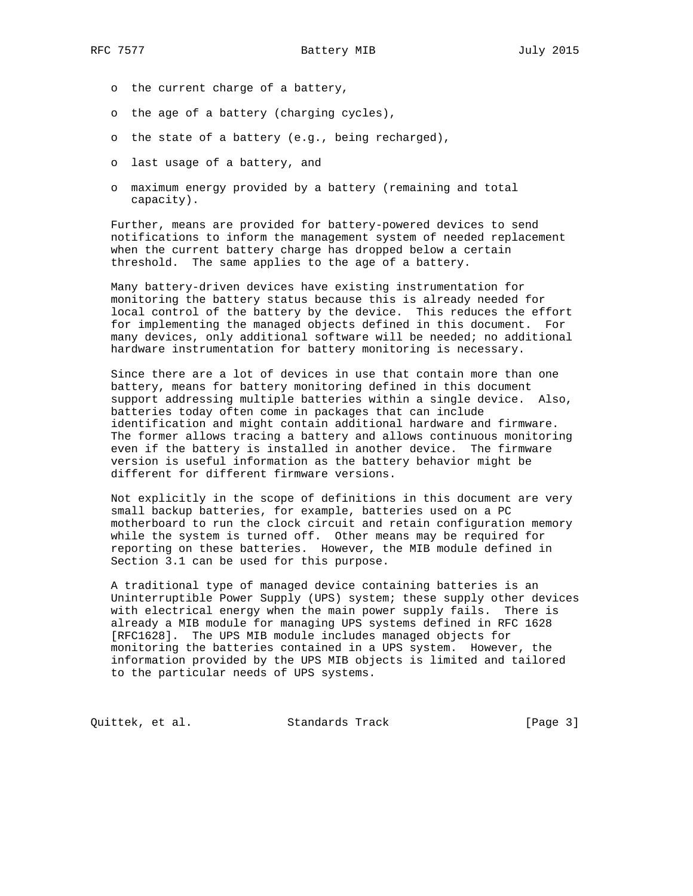- the current charge of a battery,
- the age of a battery (charging cycles),
- the state of a battery (e.g., being recharged),
- last usage of a battery, and
- maximum energy provided by a battery (remaining and total capacity).

Further, means are provided for battery-powered devices to send notifications to inform the management system of needed replacement when the current battery charge has dropped below a certain threshold. The same applies to the age of a battery.

Many battery-driven devices have existing instrumentation for monitoring the battery status because this is already needed for local control of the battery by the device. This reduces the effort for implementing the managed objects defined in this document. For many devices, only additional software will be needed; no additional hardware instrumentation for battery monitoring is necessary.

Since there are a lot of devices in use that contain more than one battery, means for battery monitoring defined in this document support addressing multiple batteries within a single device. Also, batteries today often come in packages that can include identification and might contain additional hardware and firmware. The former allows tracing a battery and allows continuous monitoring even if the battery is installed in another device. The firmware version is useful information as the battery behavior might be different for different firmware versions.

Not explicitly in the scope of definitions in this document are very small backup batteries, for example, batteries used on a PC motherboard to run the clock circuit and retain configuration memory while the system is turned off. Other means may be required for reporting on these batteries. However, the MIB module defined in Section 3.1 can be used for this purpose.

A traditional type of managed device containing batteries is an Uninterruptible Power Supply (UPS) system; these supply other devices with electrical energy when the main power supply fails. There is already a MIB module for managing UPS systems defined in RFC 1628 [RFC1628]. The UPS MIB module includes managed objects for monitoring the batteries contained in a UPS system. However, the information provided by the UPS MIB objects is limited and tailored to the particular needs of UPS systems.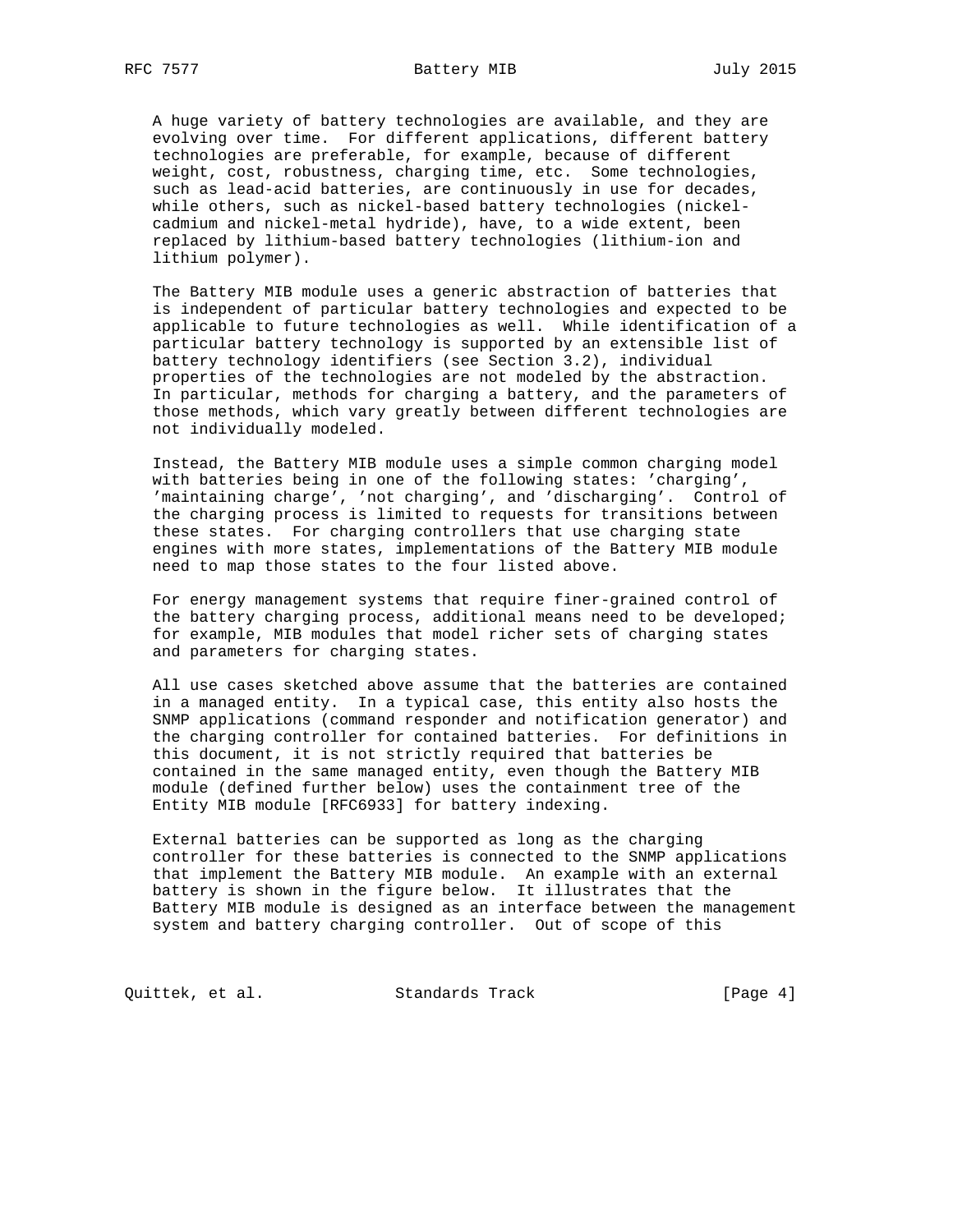A huge variety of battery technologies are available, and they are evolving over time. For different applications, different battery technologies are preferable, for example, because of different weight, cost, robustness, charging time, etc. Some technologies, such as lead-acid batteries, are continuously in use for decades, while others, such as nickel-based battery technologies (nickel-cadmium and nickel-metal hydride), have, to a wide extent, been replaced by lithium-based battery technologies (lithium-ion and lithium polymer).

The Battery MIB module uses a generic abstraction of batteries that is independent of particular battery technologies and expected to be applicable to future technologies as well. While identification of a particular battery technology is supported by an extensible list of battery technology identifiers (see Section 3.2), individual properties of the technologies are not modeled by the abstraction. In particular, methods for charging a battery, and the parameters of those methods, which vary greatly between different technologies are not individually modeled.

Instead, the Battery MIB module uses a simple common charging model with batteries being in one of the following states: 'charging', 'maintaining charge', 'not charging', and 'discharging'. Control of the charging process is limited to requests for transitions between these states. For charging controllers that use charging state engines with more states, implementations of the Battery MIB module need to map those states to the four listed above.

For energy management systems that require finer-grained control of the battery charging process, additional means need to be developed; for example, MIB modules that model richer sets of charging states and parameters for charging states.

All use cases sketched above assume that the batteries are contained in a managed entity. In a typical case, this entity also hosts the SNMP applications (command responder and notification generator) and the charging controller for contained batteries. For definitions in this document, it is not strictly required that batteries be contained in the same managed entity, even though the Battery MIB module (defined further below) uses the containment tree of the Entity MIB module [RFC6933] for battery indexing.

External batteries can be supported as long as the charging controller for these batteries is connected to the SNMP applications that implement the Battery MIB module. An example with an external battery is shown in the figure below. It illustrates that the Battery MIB module is designed as an interface between the management system and battery charging controller. Out of scope of this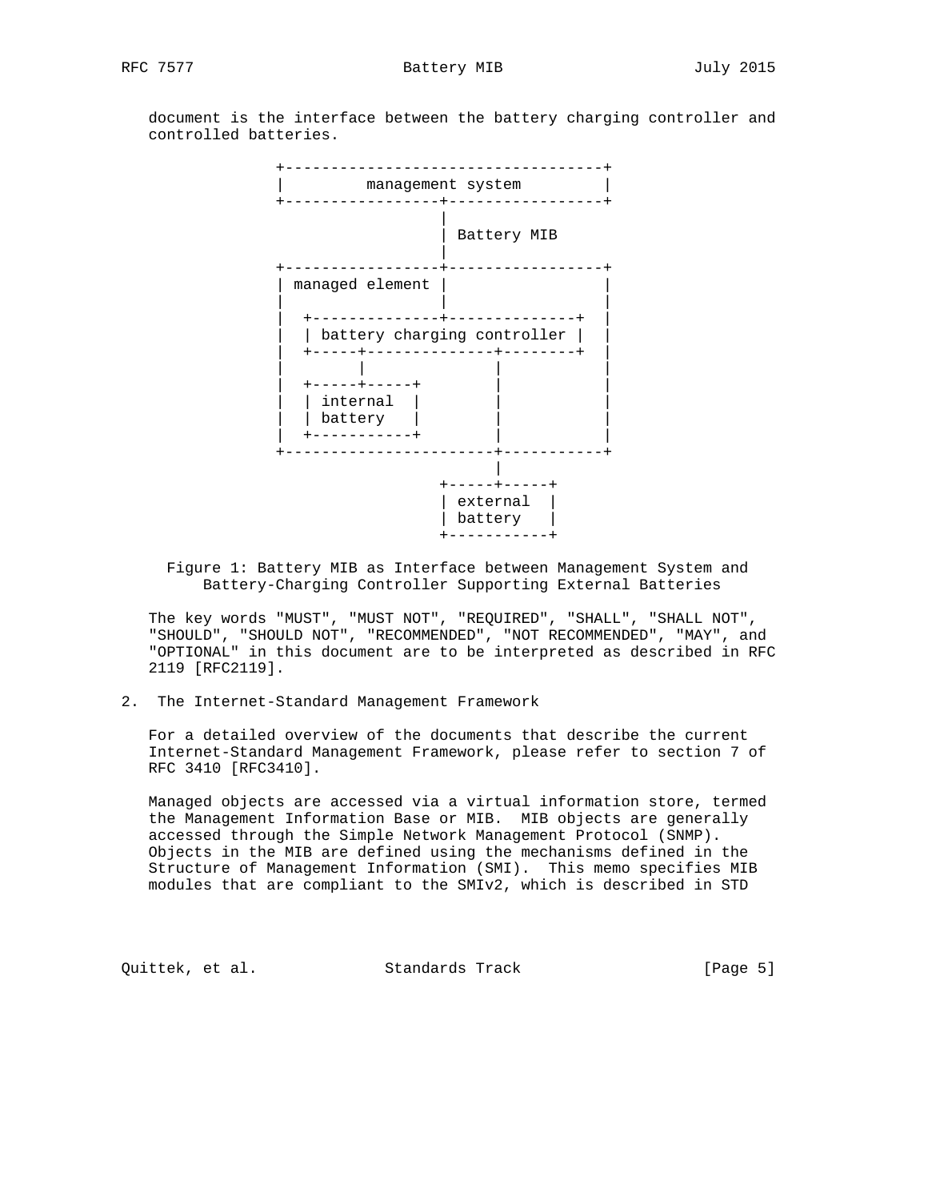document is the interface between the battery charging controller and controlled batteries.

```
            +-----------------------------------+
            |         management system         |
            +-----------------+-----------------+
                              |
                              | Battery MIB
                              |
            +-----------------+-----------------+
            | managed element |                 |
            |                 |                 |
            |  +--------------+--------------+  |
            |  | battery charging controller |  |
            |  +-----+-------------+--------+  |
            |        |             |            |
            |  +-----+-----+       |            |
            |  | internal  |       |            |
            |  | battery   |       |            |
            |  +-----------+       |            |
            +----------------------+-----------+
                                   |
                             +-----+-----+
                             | external  |
                             | battery   |
                             +-----------+
```

Figure 1: Battery MIB as Interface between Management System and Battery-Charging Controller Supporting External Batteries

The key words "MUST", "MUST NOT", "REQUIRED", "SHALL", "SHALL NOT", "SHOULD", "SHOULD NOT", "RECOMMENDED", "NOT RECOMMENDED", "MAY", and "OPTIONAL" in this document are to be interpreted as described in RFC 2119 [RFC2119].

## 2. The Internet-Standard Management Framework

For a detailed overview of the documents that describe the current Internet-Standard Management Framework, please refer to section 7 of RFC 3410 [RFC3410].

Managed objects are accessed via a virtual information store, termed the Management Information Base or MIB. MIB objects are generally accessed through the Simple Network Management Protocol (SNMP). Objects in the MIB are defined using the mechanisms defined in the Structure of Management Information (SMI). This memo specifies MIB modules that are compliant to the SMIv2, which is described in STD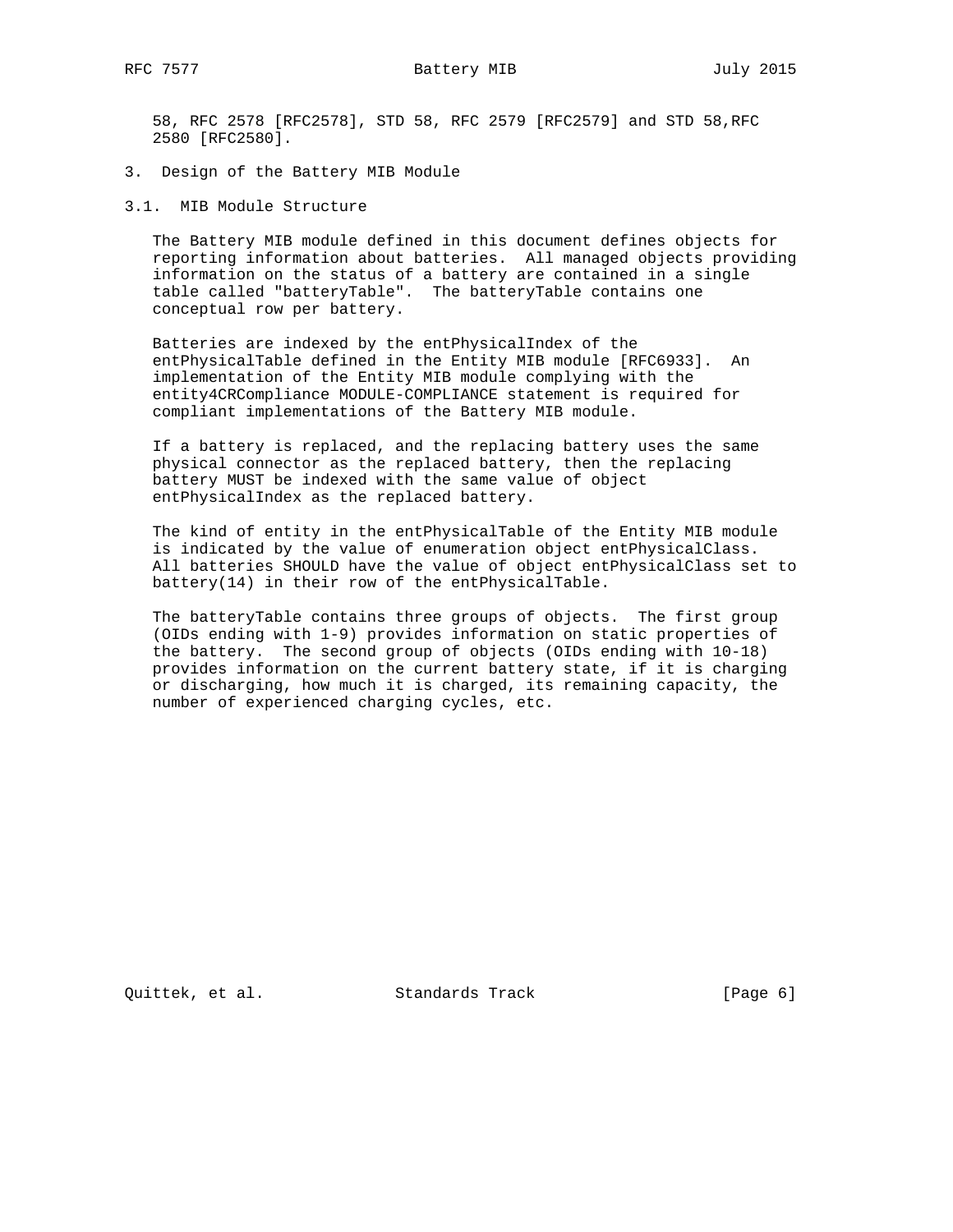58, RFC 2578 [RFC2578], STD 58, RFC 2579 [RFC2579] and STD 58,RFC 2580 [RFC2580].

## 3. Design of the Battery MIB Module

### 3.1. MIB Module Structure

The Battery MIB module defined in this document defines objects for reporting information about batteries. All managed objects providing information on the status of a battery are contained in a single table called "batteryTable". The batteryTable contains one conceptual row per battery.

Batteries are indexed by the entPhysicalIndex of the entPhysicalTable defined in the Entity MIB module [RFC6933]. An implementation of the Entity MIB module complying with the entity4CRCompliance MODULE-COMPLIANCE statement is required for compliant implementations of the Battery MIB module.

If a battery is replaced, and the replacing battery uses the same physical connector as the replaced battery, then the replacing battery MUST be indexed with the same value of object entPhysicalIndex as the replaced battery.

The kind of entity in the entPhysicalTable of the Entity MIB module is indicated by the value of enumeration object entPhysicalClass. All batteries SHOULD have the value of object entPhysicalClass set to battery(14) in their row of the entPhysicalTable.

The batteryTable contains three groups of objects. The first group (OIDs ending with 1-9) provides information on static properties of the battery. The second group of objects (OIDs ending with 10-18) provides information on the current battery state, if it is charging or discharging, how much it is charged, its remaining capacity, the number of experienced charging cycles, etc.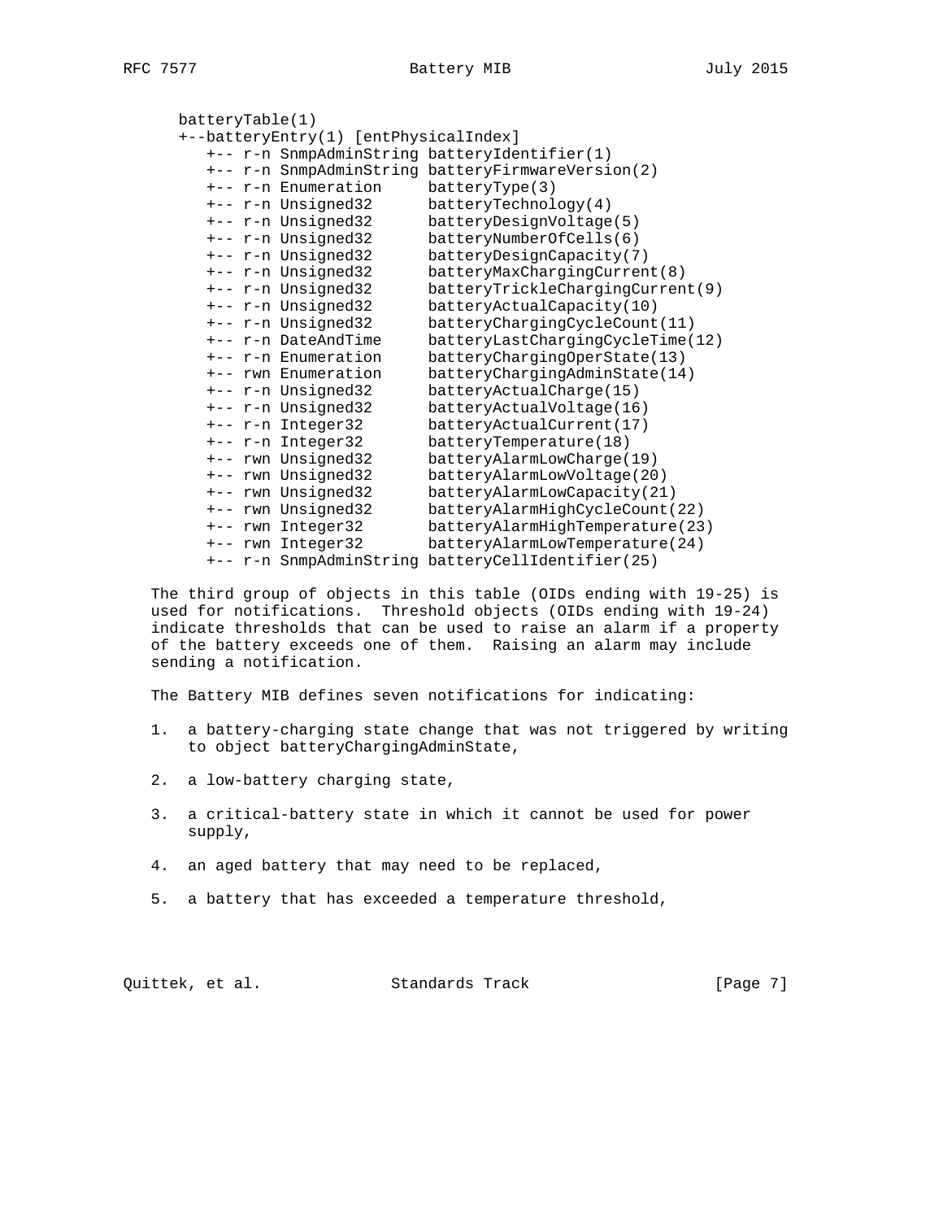```
batteryTable(1)
+--batteryEntry(1) [entPhysicalIndex]
   +-- r-n SnmpAdminString batteryIdentifier(1)
   +-- r-n SnmpAdminString batteryFirmwareVersion(2)
   +-- r-n Enumeration     batteryType(3)
   +-- r-n Unsigned32      batteryTechnology(4)
   +-- r-n Unsigned32      batteryDesignVoltage(5)
   +-- r-n Unsigned32      batteryNumberOfCells(6)
   +-- r-n Unsigned32      batteryDesignCapacity(7)
   +-- r-n Unsigned32      batteryMaxChargingCurrent(8)
   +-- r-n Unsigned32      batteryTrickleChargingCurrent(9)
   +-- r-n Unsigned32      batteryActualCapacity(10)
   +-- r-n Unsigned32      batteryChargingCycleCount(11)
   +-- r-n DateAndTime     batteryLastChargingCycleTime(12)
   +-- r-n Enumeration     batteryChargingOperState(13)
   +-- rwn Enumeration     batteryChargingAdminState(14)
   +-- r-n Unsigned32      batteryActualCharge(15)
   +-- r-n Unsigned32      batteryActualVoltage(16)
   +-- r-n Integer32       batteryActualCurrent(17)
   +-- r-n Integer32       batteryTemperature(18)
   +-- rwn Unsigned32      batteryAlarmLowCharge(19)
   +-- rwn Unsigned32      batteryAlarmLowVoltage(20)
   +-- rwn Unsigned32      batteryAlarmLowCapacity(21)
   +-- rwn Unsigned32      batteryAlarmHighCycleCount(22)
   +-- rwn Integer32       batteryAlarmHighTemperature(23)
   +-- rwn Integer32       batteryAlarmLowTemperature(24)
   +-- r-n SnmpAdminString batteryCellIdentifier(25)
```

The third group of objects in this table (OIDs ending with 19-25) is used for notifications. Threshold objects (OIDs ending with 19-24) indicate thresholds that can be used to raise an alarm if a property of the battery exceeds one of them. Raising an alarm may include sending a notification.

The Battery MIB defines seven notifications for indicating:

1. a battery-charging state change that was not triggered by writing to object batteryChargingAdminState,

2. a low-battery charging state,

3. a critical-battery state in which it cannot be used for power supply,

4. an aged battery that may need to be replaced,

5. a battery that has exceeded a temperature threshold,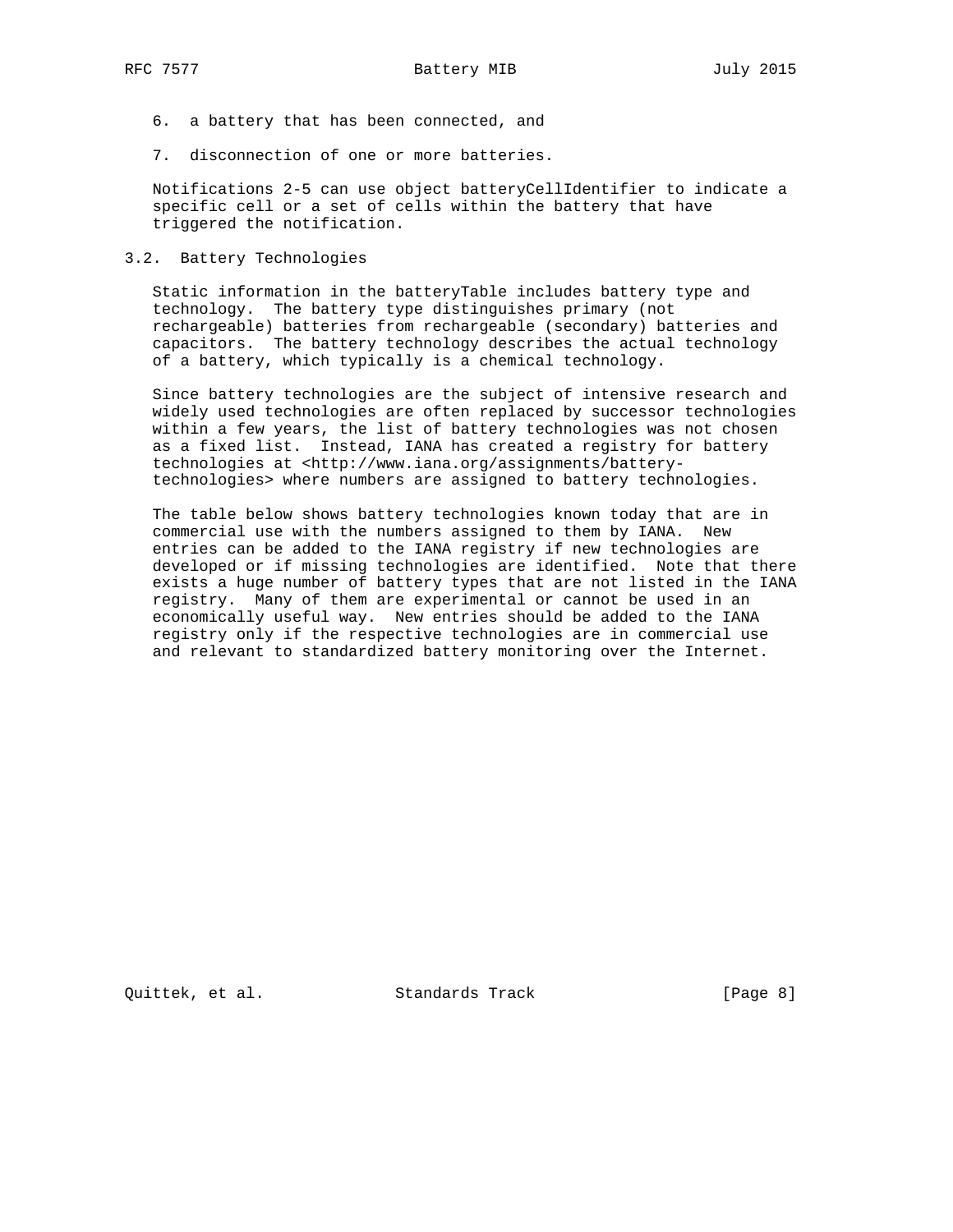6. a battery that has been connected, and

7. disconnection of one or more batteries.

Notifications 2-5 can use object batteryCellIdentifier to indicate a specific cell or a set of cells within the battery that have triggered the notification.

## 3.2. Battery Technologies

Static information in the batteryTable includes battery type and technology. The battery type distinguishes primary (not rechargeable) batteries from rechargeable (secondary) batteries and capacitors. The battery technology describes the actual technology of a battery, which typically is a chemical technology.

Since battery technologies are the subject of intensive research and widely used technologies are often replaced by successor technologies within a few years, the list of battery technologies was not chosen as a fixed list. Instead, IANA has created a registry for battery technologies at <http://www.iana.org/assignments/battery-technologies> where numbers are assigned to battery technologies.

The table below shows battery technologies known today that are in commercial use with the numbers assigned to them by IANA. New entries can be added to the IANA registry if new technologies are developed or if missing technologies are identified. Note that there exists a huge number of battery types that are not listed in the IANA registry. Many of them are experimental or cannot be used in an economically useful way. New entries should be added to the IANA registry only if the respective technologies are in commercial use and relevant to standardized battery monitoring over the Internet.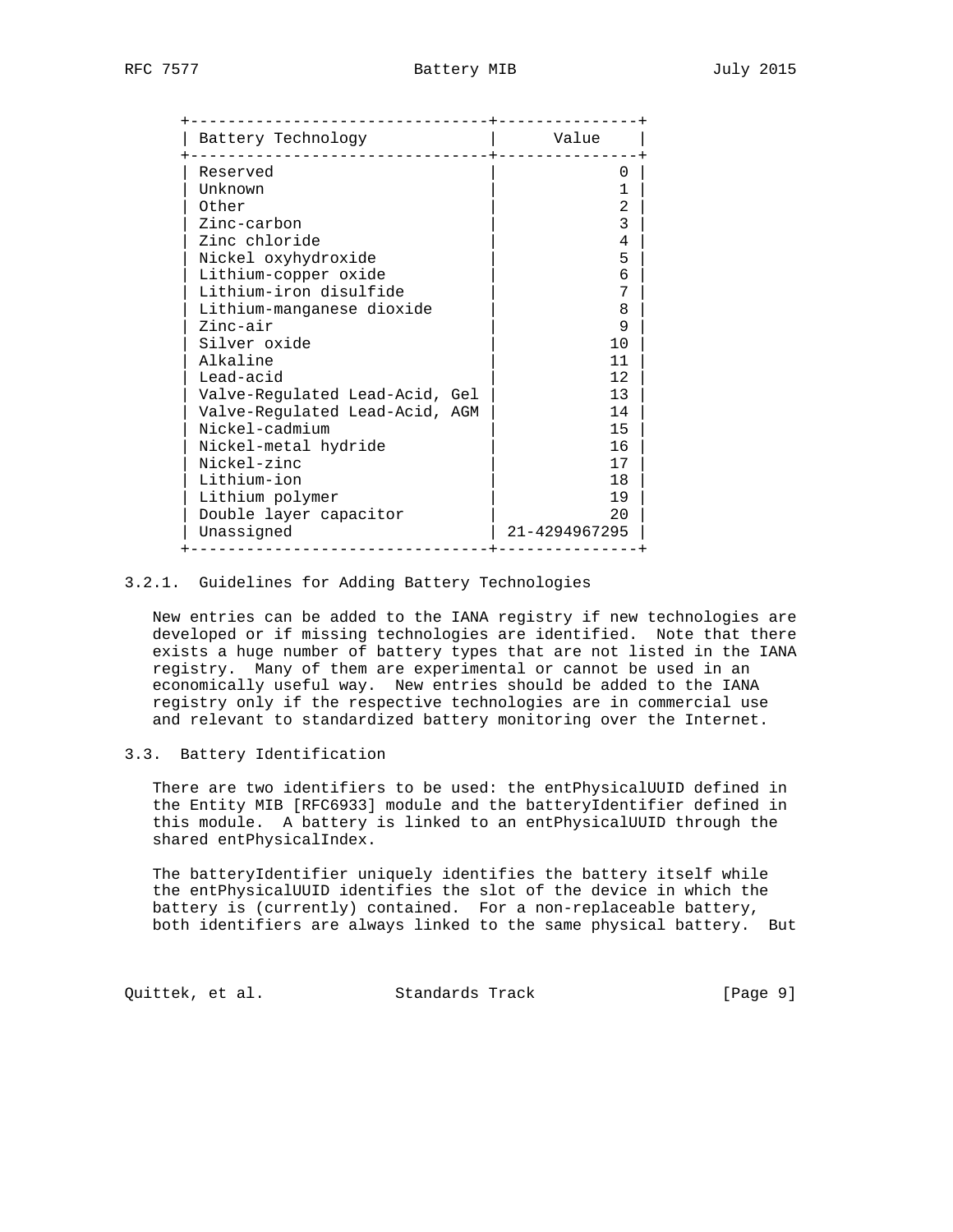| Battery Technology | Value |
| --- | --- |
| Reserved | 0 |
| Unknown | 1 |
| Other | 2 |
| Zinc-carbon | 3 |
| Zinc chloride | 4 |
| Nickel oxyhydroxide | 5 |
| Lithium-copper oxide | 6 |
| Lithium-iron disulfide | 7 |
| Lithium-manganese dioxide | 8 |
| Zinc-air | 9 |
| Silver oxide | 10 |
| Alkaline | 11 |
| Lead-acid | 12 |
| Valve-Regulated Lead-Acid, Gel | 13 |
| Valve-Regulated Lead-Acid, AGM | 14 |
| Nickel-cadmium | 15 |
| Nickel-metal hydride | 16 |
| Nickel-zinc | 17 |
| Lithium-ion | 18 |
| Lithium polymer | 19 |
| Double layer capacitor | 20 |
| Unassigned | 21-4294967295 |

### 3.2.1. Guidelines for Adding Battery Technologies

New entries can be added to the IANA registry if new technologies are developed or if missing technologies are identified. Note that there exists a huge number of battery types that are not listed in the IANA registry. Many of them are experimental or cannot be used in an economically useful way. New entries should be added to the IANA registry only if the respective technologies are in commercial use and relevant to standardized battery monitoring over the Internet.

## 3.3. Battery Identification

There are two identifiers to be used: the entPhysicalUUID defined in the Entity MIB [RFC6933] module and the batteryIdentifier defined in this module. A battery is linked to an entPhysicalUUID through the shared entPhysicalIndex.

The batteryIdentifier uniquely identifies the battery itself while the entPhysicalUUID identifies the slot of the device in which the battery is (currently) contained. For a non-replaceable battery, both identifiers are always linked to the same physical battery. But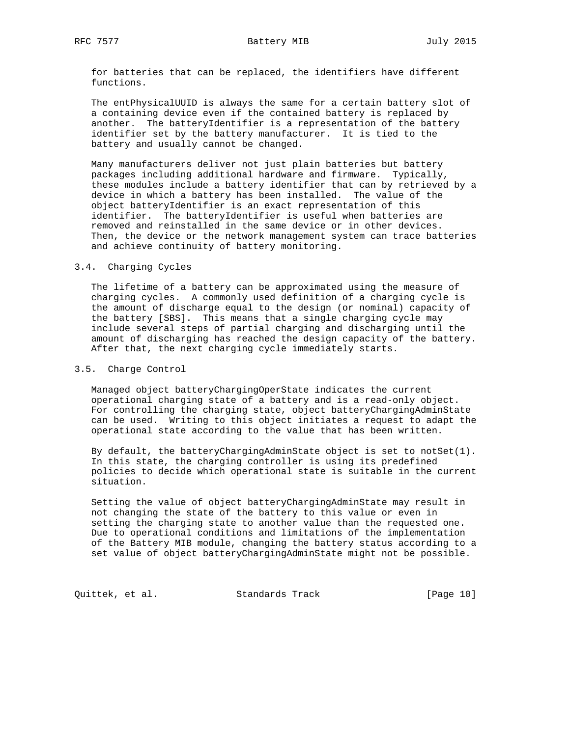for batteries that can be replaced, the identifiers have different functions.

The entPhysicalUUID is always the same for a certain battery slot of a containing device even if the contained battery is replaced by another. The batteryIdentifier is a representation of the battery identifier set by the battery manufacturer. It is tied to the battery and usually cannot be changed.

Many manufacturers deliver not just plain batteries but battery packages including additional hardware and firmware. Typically, these modules include a battery identifier that can by retrieved by a device in which a battery has been installed. The value of the object batteryIdentifier is an exact representation of this identifier. The batteryIdentifier is useful when batteries are removed and reinstalled in the same device or in other devices. Then, the device or the network management system can trace batteries and achieve continuity of battery monitoring.

## 3.4. Charging Cycles

The lifetime of a battery can be approximated using the measure of charging cycles. A commonly used definition of a charging cycle is the amount of discharge equal to the design (or nominal) capacity of the battery [SBS]. This means that a single charging cycle may include several steps of partial charging and discharging until the amount of discharging has reached the design capacity of the battery. After that, the next charging cycle immediately starts.

## 3.5. Charge Control

Managed object batteryChargingOperState indicates the current operational charging state of a battery and is a read-only object. For controlling the charging state, object batteryChargingAdminState can be used. Writing to this object initiates a request to adapt the operational state according to the value that has been written.

By default, the batteryChargingAdminState object is set to notSet(1). In this state, the charging controller is using its predefined policies to decide which operational state is suitable in the current situation.

Setting the value of object batteryChargingAdminState may result in not changing the state of the battery to this value or even in setting the charging state to another value than the requested one. Due to operational conditions and limitations of the implementation of the Battery MIB module, changing the battery status according to a set value of object batteryChargingAdminState might not be possible.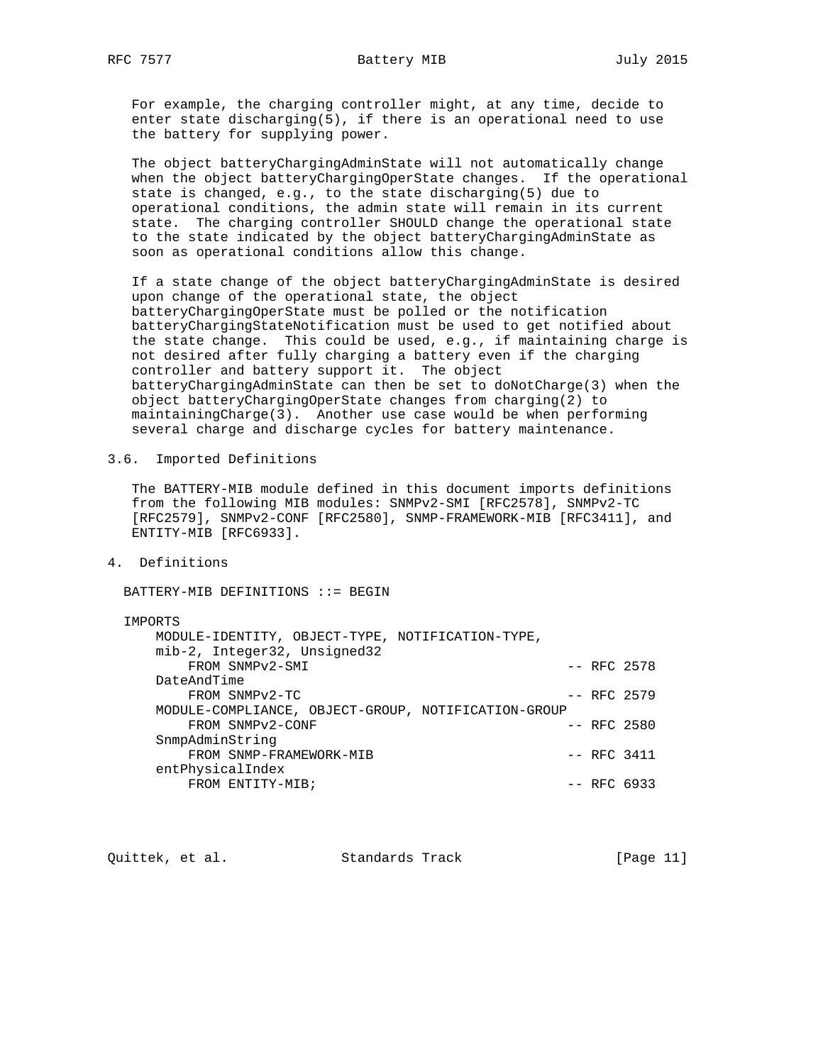For example, the charging controller might, at any time, decide to enter state discharging(5), if there is an operational need to use the battery for supplying power.

The object batteryChargingAdminState will not automatically change when the object batteryChargingOperState changes. If the operational state is changed, e.g., to the state discharging(5) due to operational conditions, the admin state will remain in its current state. The charging controller SHOULD change the operational state to the state indicated by the object batteryChargingAdminState as soon as operational conditions allow this change.

If a state change of the object batteryChargingAdminState is desired upon change of the operational state, the object batteryChargingOperState must be polled or the notification batteryChargingStateNotification must be used to get notified about the state change. This could be used, e.g., if maintaining charge is not desired after fully charging a battery even if the charging controller and battery support it. The object batteryChargingAdminState can then be set to doNotCharge(3) when the object batteryChargingOperState changes from charging(2) to maintainingCharge(3). Another use case would be when performing several charge and discharge cycles for battery maintenance.

### 3.6. Imported Definitions

The BATTERY-MIB module defined in this document imports definitions from the following MIB modules: SNMPv2-SMI [RFC2578], SNMPv2-TC [RFC2579], SNMPv2-CONF [RFC2580], SNMP-FRAMEWORK-MIB [RFC3411], and ENTITY-MIB [RFC6933].

## 4. Definitions

```
BATTERY-MIB DEFINITIONS ::= BEGIN

IMPORTS
    MODULE-IDENTITY, OBJECT-TYPE, NOTIFICATION-TYPE,
    mib-2, Integer32, Unsigned32
        FROM SNMPv2-SMI                               -- RFC 2578
    DateAndTime
        FROM SNMPv2-TC                                -- RFC 2579
    MODULE-COMPLIANCE, OBJECT-GROUP, NOTIFICATION-GROUP
        FROM SNMPv2-CONF                              -- RFC 2580
    SnmpAdminString
        FROM SNMP-FRAMEWORK-MIB                       -- RFC 3411
    entPhysicalIndex
        FROM ENTITY-MIB;                              -- RFC 6933
```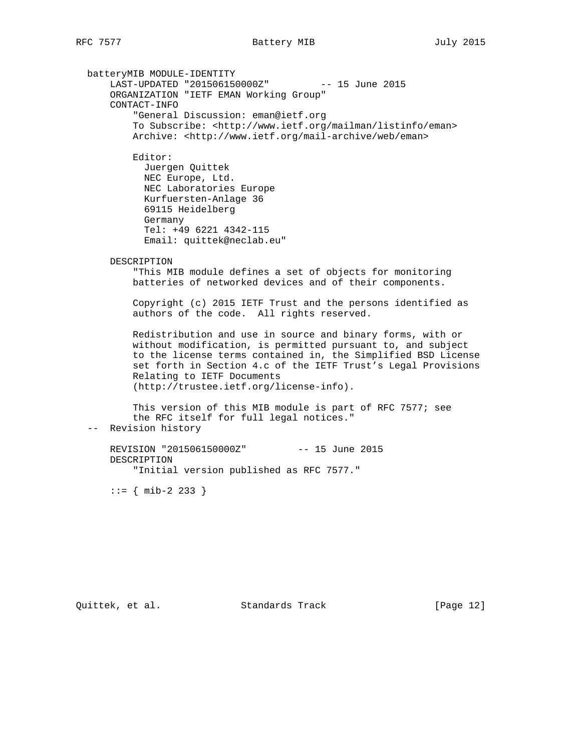```
   batteryMIB MODULE-IDENTITY
       LAST-UPDATED "201506150000Z"         -- 15 June 2015
       ORGANIZATION "IETF EMAN Working Group"
       CONTACT-INFO
           "General Discussion: eman@ietf.org
           To Subscribe: <http://www.ietf.org/mailman/listinfo/eman>
           Archive: <http://www.ietf.org/mail-archive/web/eman>

           Editor:
             Juergen Quittek
             NEC Europe, Ltd.
             NEC Laboratories Europe
             Kurfuersten-Anlage 36
             69115 Heidelberg
             Germany
             Tel: +49 6221 4342-115
             Email: quittek@neclab.eu"

       DESCRIPTION
           "This MIB module defines a set of objects for monitoring
           batteries of networked devices and of their components.

           Copyright (c) 2015 IETF Trust and the persons identified as
           authors of the code.  All rights reserved.

           Redistribution and use in source and binary forms, with or
           without modification, is permitted pursuant to, and subject
           to the license terms contained in, the Simplified BSD License
           set forth in Section 4.c of the IETF Trust's Legal Provisions
           Relating to IETF Documents
           (http://trustee.ietf.org/license-info).

           This version of this MIB module is part of RFC 7577; see
           the RFC itself for full legal notices."
   --  Revision history

       REVISION "201506150000Z"         -- 15 June 2015
       DESCRIPTION
           "Initial version published as RFC 7577."

       ::= { mib-2 233 }
```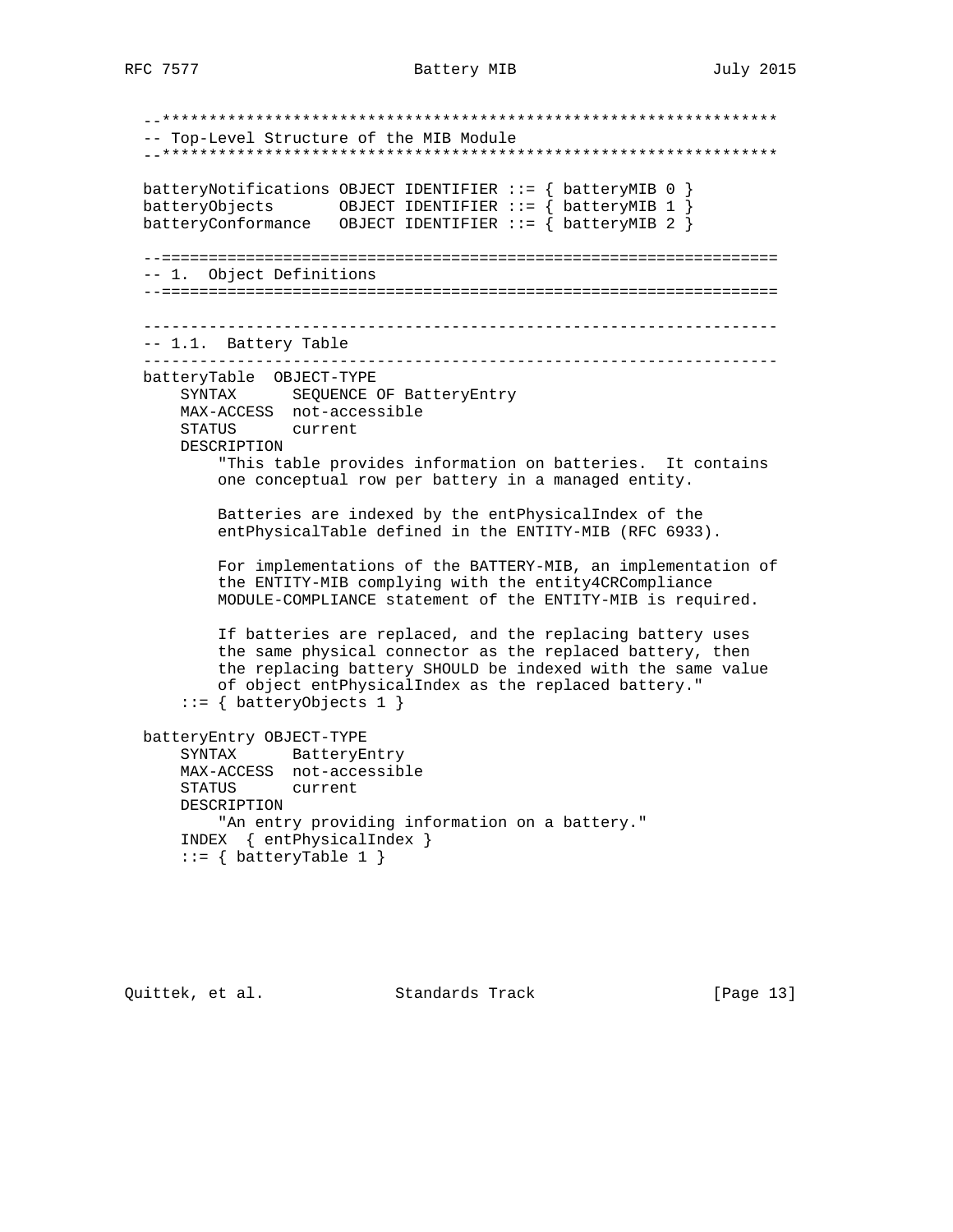```
   --******************************************************************
   -- Top-Level Structure of the MIB Module
   --******************************************************************

   batteryNotifications OBJECT IDENTIFIER ::= { batteryMIB 0 }
   batteryObjects       OBJECT IDENTIFIER ::= { batteryMIB 1 }
   batteryConformance   OBJECT IDENTIFIER ::= { batteryMIB 2 }

   --==================================================================
   -- 1.  Object Definitions
   --==================================================================

   --------------------------------------------------------------------
   -- 1.1.  Battery Table
   --------------------------------------------------------------------
   batteryTable  OBJECT-TYPE
       SYNTAX      SEQUENCE OF BatteryEntry
       MAX-ACCESS  not-accessible
       STATUS      current
       DESCRIPTION
           "This table provides information on batteries.  It contains
           one conceptual row per battery in a managed entity.

           Batteries are indexed by the entPhysicalIndex of the
           entPhysicalTable defined in the ENTITY-MIB (RFC 6933).

           For implementations of the BATTERY-MIB, an implementation of
           the ENTITY-MIB complying with the entity4CRCompliance
           MODULE-COMPLIANCE statement of the ENTITY-MIB is required.

           If batteries are replaced, and the replacing battery uses
           the same physical connector as the replaced battery, then
           the replacing battery SHOULD be indexed with the same value
           of object entPhysicalIndex as the replaced battery."
       ::= { batteryObjects 1 }

   batteryEntry OBJECT-TYPE
       SYNTAX      BatteryEntry
       MAX-ACCESS  not-accessible
       STATUS      current
       DESCRIPTION
           "An entry providing information on a battery."
       INDEX  { entPhysicalIndex }
       ::= { batteryTable 1 }
```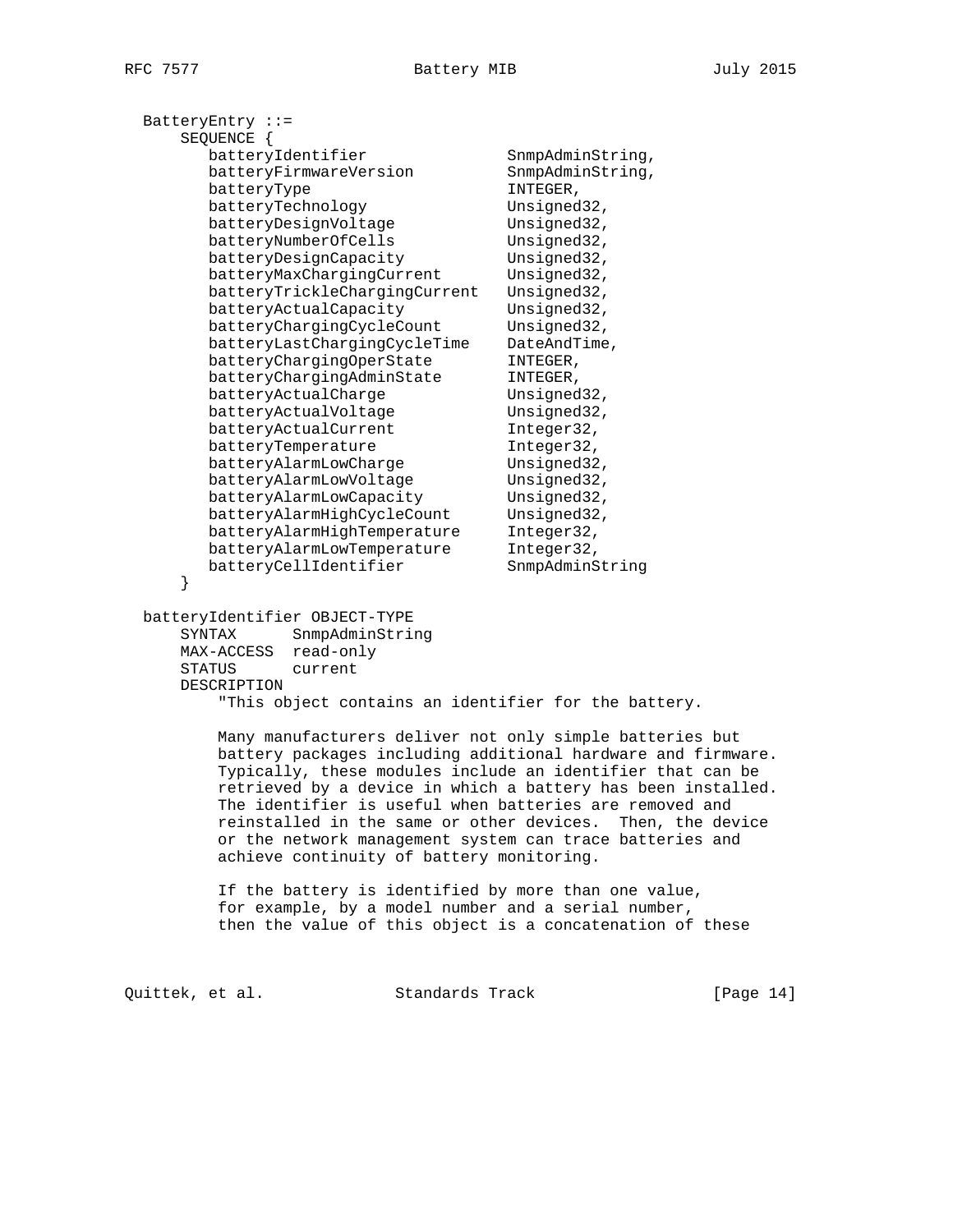```
   BatteryEntry ::=
       SEQUENCE {
          batteryIdentifier              SnmpAdminString,
          batteryFirmwareVersion         SnmpAdminString,
          batteryType                    INTEGER,
          batteryTechnology              Unsigned32,
          batteryDesignVoltage           Unsigned32,
          batteryNumberOfCells           Unsigned32,
          batteryDesignCapacity          Unsigned32,
          batteryMaxChargingCurrent      Unsigned32,
          batteryTrickleChargingCurrent  Unsigned32,
          batteryActualCapacity          Unsigned32,
          batteryChargingCycleCount      Unsigned32,
          batteryLastChargingCycleTime   DateAndTime,
          batteryChargingOperState       INTEGER,
          batteryChargingAdminState      INTEGER,
          batteryActualCharge            Unsigned32,
          batteryActualVoltage           Unsigned32,
          batteryActualCurrent           Integer32,
          batteryTemperature             Integer32,
          batteryAlarmLowCharge          Unsigned32,
          batteryAlarmLowVoltage         Unsigned32,
          batteryAlarmLowCapacity        Unsigned32,
          batteryAlarmHighCycleCount     Unsigned32,
          batteryAlarmHighTemperature    Integer32,
          batteryAlarmLowTemperature     Integer32,
          batteryCellIdentifier          SnmpAdminString
       }

   batteryIdentifier OBJECT-TYPE
       SYNTAX      SnmpAdminString
       MAX-ACCESS  read-only
       STATUS      current
       DESCRIPTION
           "This object contains an identifier for the battery.

           Many manufacturers deliver not only simple batteries but
           battery packages including additional hardware and firmware.
           Typically, these modules include an identifier that can be
           retrieved by a device in which a battery has been installed.
           The identifier is useful when batteries are removed and
           reinstalled in the same or other devices.  Then, the device
           or the network management system can trace batteries and
           achieve continuity of battery monitoring.

           If the battery is identified by more than one value,
           for example, by a model number and a serial number,
           then the value of this object is a concatenation of these
```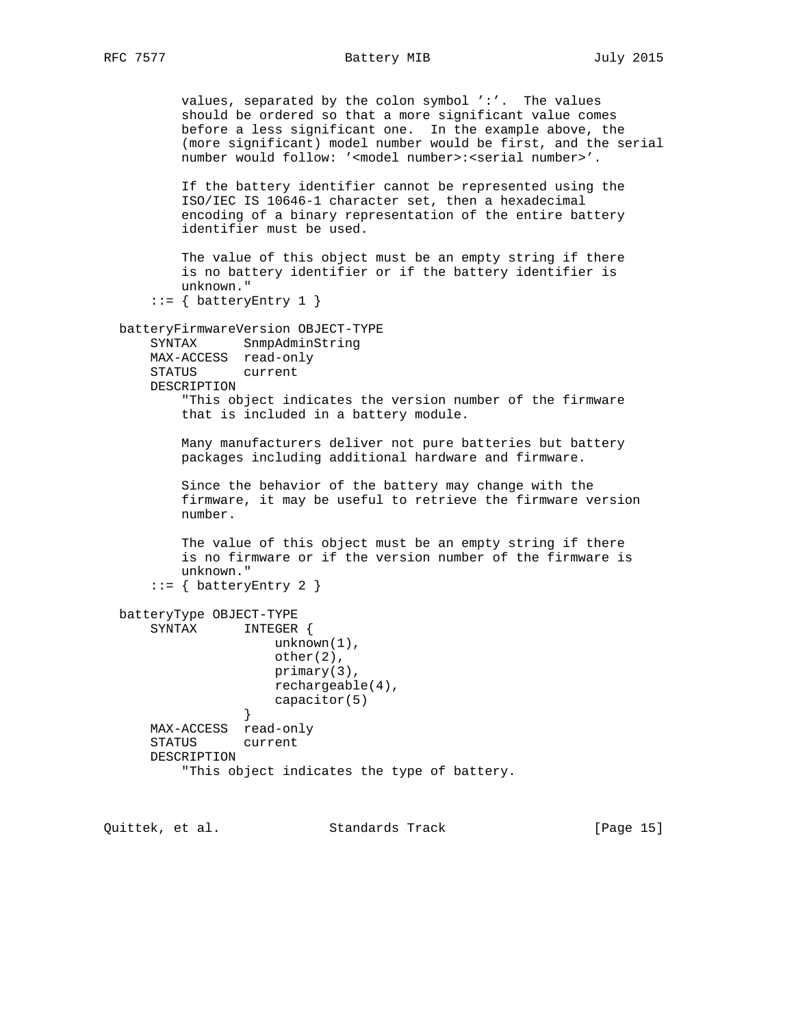```
          values, separated by the colon symbol ':'.  The values
          should be ordered so that a more significant value comes
          before a less significant one.  In the example above, the
          (more significant) model number would be first, and the serial
          number would follow: '<model number>:<serial number>'.

          If the battery identifier cannot be represented using the
          ISO/IEC IS 10646-1 character set, then a hexadecimal
          encoding of a binary representation of the entire battery
          identifier must be used.

          The value of this object must be an empty string if there
          is no battery identifier or if the battery identifier is
          unknown."
      ::= { batteryEntry 1 }

  batteryFirmwareVersion OBJECT-TYPE
      SYNTAX      SnmpAdminString
      MAX-ACCESS  read-only
      STATUS      current
      DESCRIPTION
          "This object indicates the version number of the firmware
          that is included in a battery module.

          Many manufacturers deliver not pure batteries but battery
          packages including additional hardware and firmware.

          Since the behavior of the battery may change with the
          firmware, it may be useful to retrieve the firmware version
          number.

          The value of this object must be an empty string if there
          is no firmware or if the version number of the firmware is
          unknown."
      ::= { batteryEntry 2 }

  batteryType OBJECT-TYPE
      SYNTAX      INTEGER {
                      unknown(1),
                      other(2),
                      primary(3),
                      rechargeable(4),
                      capacitor(5)
                  }
      MAX-ACCESS  read-only
      STATUS      current
      DESCRIPTION
          "This object indicates the type of battery.
```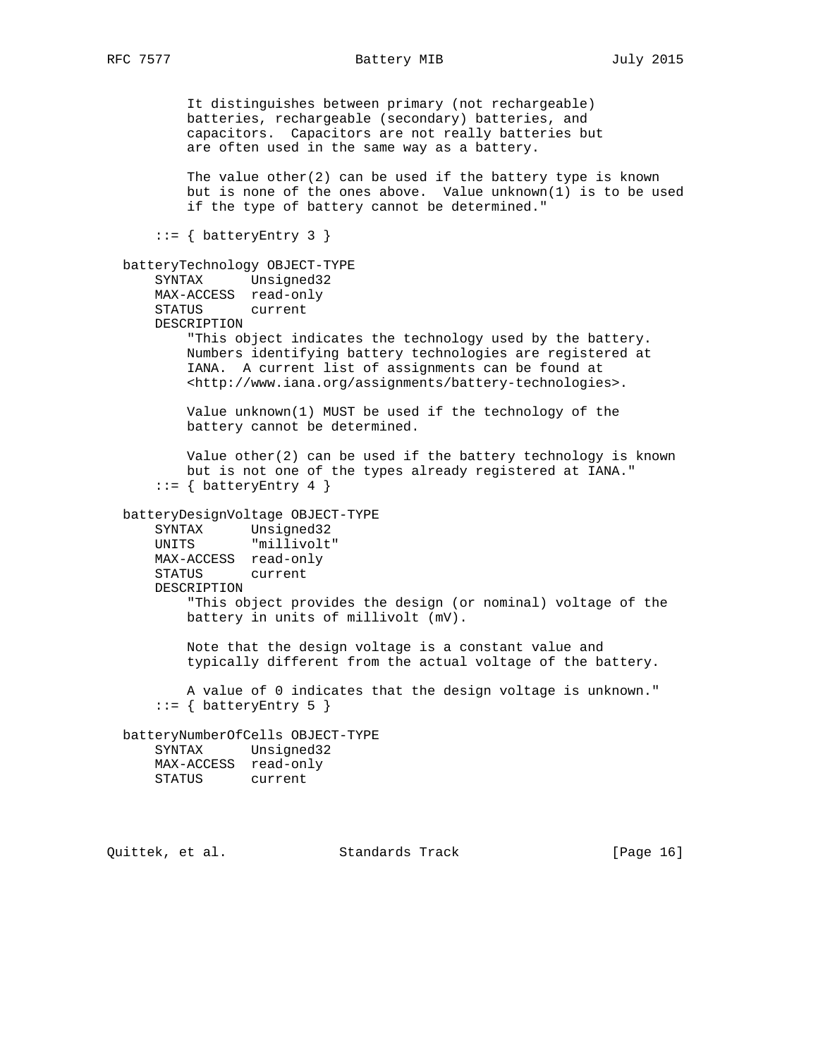```
          It distinguishes between primary (not rechargeable)
          batteries, rechargeable (secondary) batteries, and
          capacitors.  Capacitors are not really batteries but
          are often used in the same way as a battery.

          The value other(2) can be used if the battery type is known
          but is none of the ones above.  Value unknown(1) is to be used
          if the type of battery cannot be determined."

      ::= { batteryEntry 3 }

  batteryTechnology OBJECT-TYPE
      SYNTAX      Unsigned32
      MAX-ACCESS  read-only
      STATUS      current
      DESCRIPTION
          "This object indicates the technology used by the battery.
          Numbers identifying battery technologies are registered at
          IANA.  A current list of assignments can be found at
          <http://www.iana.org/assignments/battery-technologies>.

          Value unknown(1) MUST be used if the technology of the
          battery cannot be determined.

          Value other(2) can be used if the battery technology is known
          but is not one of the types already registered at IANA."
      ::= { batteryEntry 4 }

  batteryDesignVoltage OBJECT-TYPE
      SYNTAX      Unsigned32
      UNITS       "millivolt"
      MAX-ACCESS  read-only
      STATUS      current
      DESCRIPTION
          "This object provides the design (or nominal) voltage of the
          battery in units of millivolt (mV).

          Note that the design voltage is a constant value and
          typically different from the actual voltage of the battery.

          A value of 0 indicates that the design voltage is unknown."
      ::= { batteryEntry 5 }

  batteryNumberOfCells OBJECT-TYPE
      SYNTAX      Unsigned32
      MAX-ACCESS  read-only
      STATUS      current
```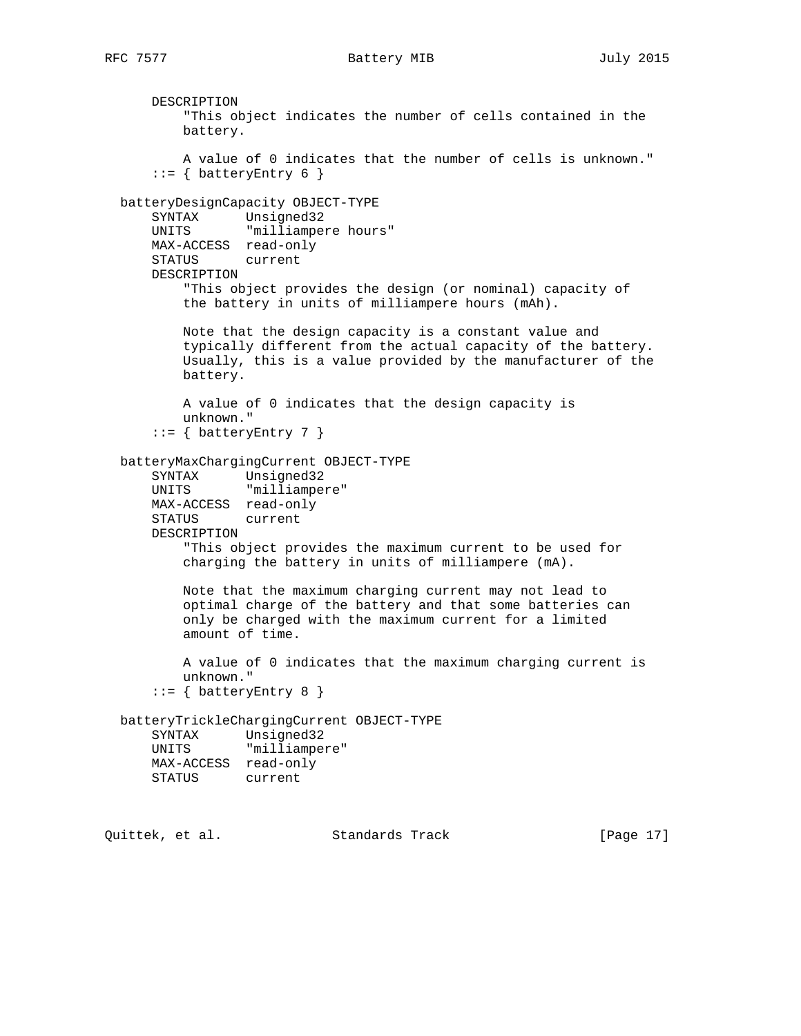```
      DESCRIPTION
          "This object indicates the number of cells contained in the
          battery.

          A value of 0 indicates that the number of cells is unknown."
      ::= { batteryEntry 6 }

  batteryDesignCapacity OBJECT-TYPE
      SYNTAX      Unsigned32
      UNITS       "milliampere hours"
      MAX-ACCESS  read-only
      STATUS      current
      DESCRIPTION
          "This object provides the design (or nominal) capacity of
          the battery in units of milliampere hours (mAh).

          Note that the design capacity is a constant value and
          typically different from the actual capacity of the battery.
          Usually, this is a value provided by the manufacturer of the
          battery.

          A value of 0 indicates that the design capacity is
          unknown."
      ::= { batteryEntry 7 }

  batteryMaxChargingCurrent OBJECT-TYPE
      SYNTAX      Unsigned32
      UNITS       "milliampere"
      MAX-ACCESS  read-only
      STATUS      current
      DESCRIPTION
          "This object provides the maximum current to be used for
          charging the battery in units of milliampere (mA).

          Note that the maximum charging current may not lead to
          optimal charge of the battery and that some batteries can
          only be charged with the maximum current for a limited
          amount of time.

          A value of 0 indicates that the maximum charging current is
          unknown."
      ::= { batteryEntry 8 }

  batteryTrickleChargingCurrent OBJECT-TYPE
      SYNTAX      Unsigned32
      UNITS       "milliampere"
      MAX-ACCESS  read-only
      STATUS      current
```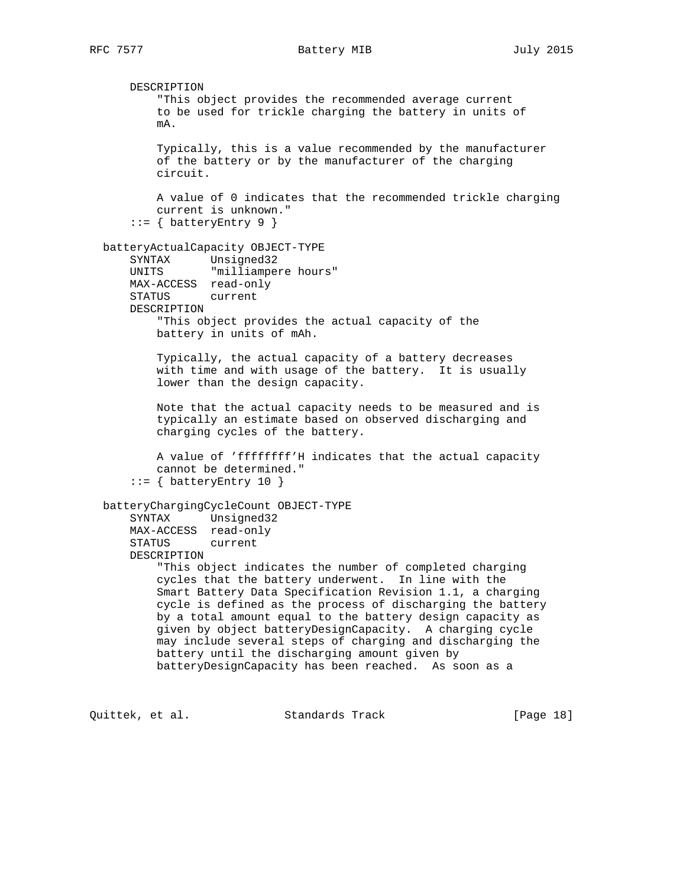```
      DESCRIPTION
          "This object provides the recommended average current
          to be used for trickle charging the battery in units of
          mA.

          Typically, this is a value recommended by the manufacturer
          of the battery or by the manufacturer of the charging
          circuit.

          A value of 0 indicates that the recommended trickle charging
          current is unknown."
      ::= { batteryEntry 9 }

  batteryActualCapacity OBJECT-TYPE
      SYNTAX      Unsigned32
      UNITS       "milliampere hours"
      MAX-ACCESS  read-only
      STATUS      current
      DESCRIPTION
          "This object provides the actual capacity of the
          battery in units of mAh.

          Typically, the actual capacity of a battery decreases
          with time and with usage of the battery.  It is usually
          lower than the design capacity.

          Note that the actual capacity needs to be measured and is
          typically an estimate based on observed discharging and
          charging cycles of the battery.

          A value of 'ffffffff'H indicates that the actual capacity
          cannot be determined."
      ::= { batteryEntry 10 }

  batteryChargingCycleCount OBJECT-TYPE
      SYNTAX      Unsigned32
      MAX-ACCESS  read-only
      STATUS      current
      DESCRIPTION
          "This object indicates the number of completed charging
          cycles that the battery underwent.  In line with the
          Smart Battery Data Specification Revision 1.1, a charging
          cycle is defined as the process of discharging the battery
          by a total amount equal to the battery design capacity as
          given by object batteryDesignCapacity.  A charging cycle
          may include several steps of charging and discharging the
          battery until the discharging amount given by
          batteryDesignCapacity has been reached.  As soon as a
```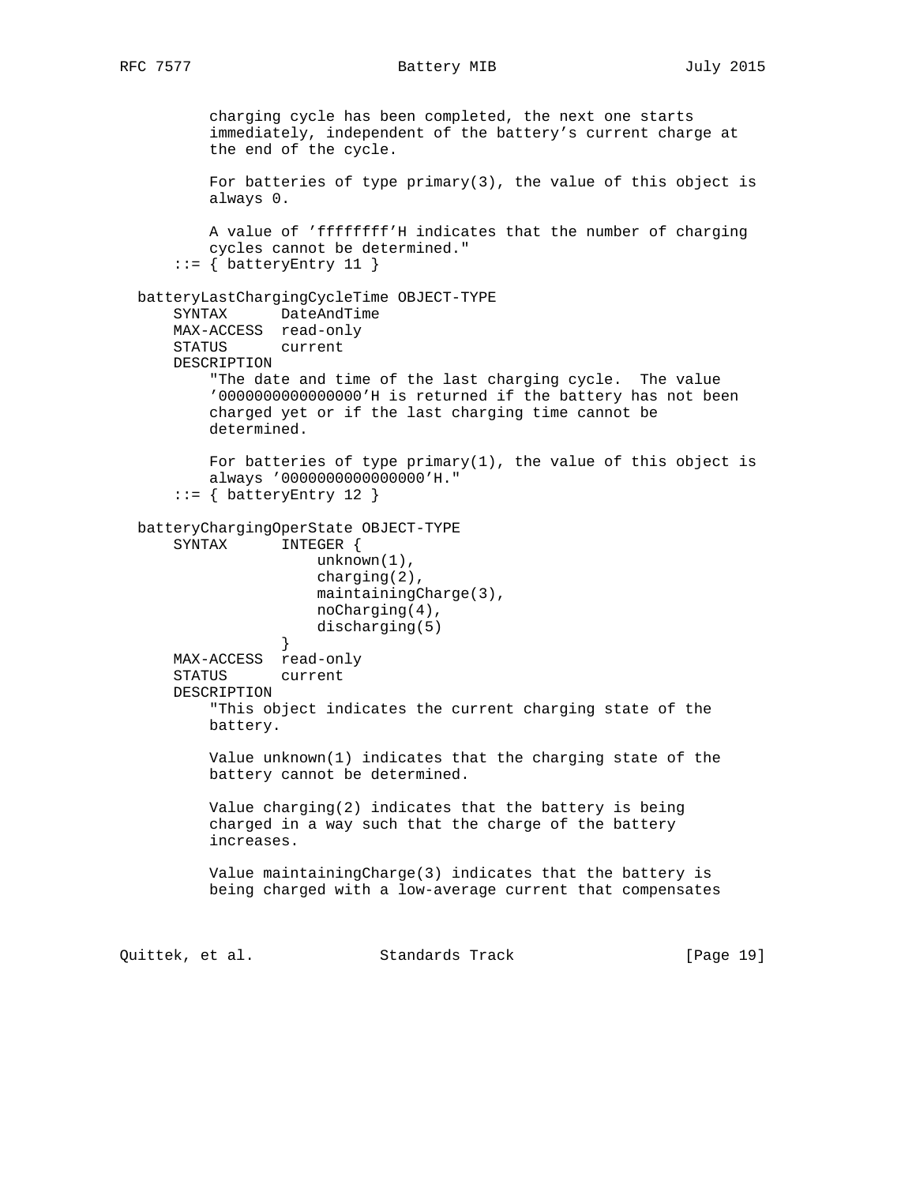```
          charging cycle has been completed, the next one starts
          immediately, independent of the battery's current charge at
          the end of the cycle.

          For batteries of type primary(3), the value of this object is
          always 0.

          A value of 'ffffffff'H indicates that the number of charging
          cycles cannot be determined."
      ::= { batteryEntry 11 }

  batteryLastChargingCycleTime OBJECT-TYPE
      SYNTAX      DateAndTime
      MAX-ACCESS  read-only
      STATUS      current
      DESCRIPTION
          "The date and time of the last charging cycle.  The value
          '0000000000000000'H is returned if the battery has not been
          charged yet or if the last charging time cannot be
          determined.

          For batteries of type primary(1), the value of this object is
          always '0000000000000000'H."
      ::= { batteryEntry 12 }

  batteryChargingOperState OBJECT-TYPE
      SYNTAX      INTEGER {
                      unknown(1),
                      charging(2),
                      maintainingCharge(3),
                      noCharging(4),
                      discharging(5)
                  }
      MAX-ACCESS  read-only
      STATUS      current
      DESCRIPTION
          "This object indicates the current charging state of the
          battery.

          Value unknown(1) indicates that the charging state of the
          battery cannot be determined.

          Value charging(2) indicates that the battery is being
          charged in a way such that the charge of the battery
          increases.

          Value maintainingCharge(3) indicates that the battery is
          being charged with a low-average current that compensates
```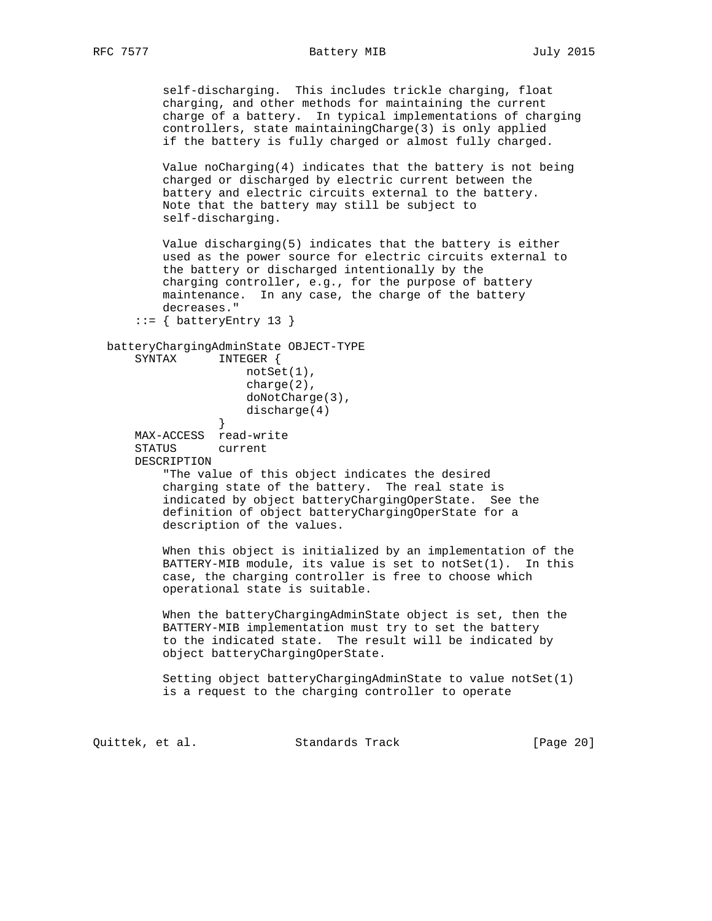```
          self-discharging.  This includes trickle charging, float
          charging, and other methods for maintaining the current
          charge of a battery.  In typical implementations of charging
          controllers, state maintainingCharge(3) is only applied
          if the battery is fully charged or almost fully charged.

          Value noCharging(4) indicates that the battery is not being
          charged or discharged by electric current between the
          battery and electric circuits external to the battery.
          Note that the battery may still be subject to
          self-discharging.

          Value discharging(5) indicates that the battery is either
          used as the power source for electric circuits external to
          the battery or discharged intentionally by the
          charging controller, e.g., for the purpose of battery
          maintenance.  In any case, the charge of the battery
          decreases."
      ::= { batteryEntry 13 }

  batteryChargingAdminState OBJECT-TYPE
      SYNTAX      INTEGER {
                      notSet(1),
                      charge(2),
                      doNotCharge(3),
                      discharge(4)
                  }
      MAX-ACCESS  read-write
      STATUS      current
      DESCRIPTION
          "The value of this object indicates the desired
          charging state of the battery.  The real state is
          indicated by object batteryChargingOperState.  See the
          definition of object batteryChargingOperState for a
          description of the values.

          When this object is initialized by an implementation of the
          BATTERY-MIB module, its value is set to notSet(1).  In this
          case, the charging controller is free to choose which
          operational state is suitable.

          When the batteryChargingAdminState object is set, then the
          BATTERY-MIB implementation must try to set the battery
          to the indicated state.  The result will be indicated by
          object batteryChargingOperState.

          Setting object batteryChargingAdminState to value notSet(1)
          is a request to the charging controller to operate
```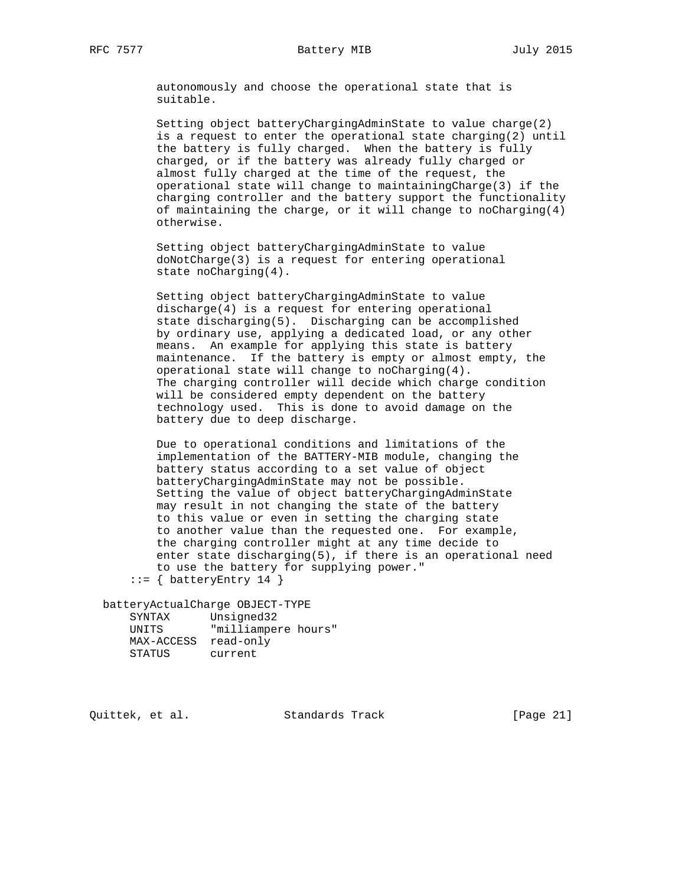```
          autonomously and choose the operational state that is
          suitable.

          Setting object batteryChargingAdminState to value charge(2)
          is a request to enter the operational state charging(2) until
          the battery is fully charged.  When the battery is fully
          charged, or if the battery was already fully charged or
          almost fully charged at the time of the request, the
          operational state will change to maintainingCharge(3) if the
          charging controller and the battery support the functionality
          of maintaining the charge, or it will change to noCharging(4)
          otherwise.

          Setting object batteryChargingAdminState to value
          doNotCharge(3) is a request for entering operational
          state noCharging(4).

          Setting object batteryChargingAdminState to value
          discharge(4) is a request for entering operational
          state discharging(5).  Discharging can be accomplished
          by ordinary use, applying a dedicated load, or any other
          means.  An example for applying this state is battery
          maintenance.  If the battery is empty or almost empty, the
          operational state will change to noCharging(4).
          The charging controller will decide which charge condition
          will be considered empty dependent on the battery
          technology used.  This is done to avoid damage on the
          battery due to deep discharge.

          Due to operational conditions and limitations of the
          implementation of the BATTERY-MIB module, changing the
          battery status according to a set value of object
          batteryChargingAdminState may not be possible.
          Setting the value of object batteryChargingAdminState
          may result in not changing the state of the battery
          to this value or even in setting the charging state
          to another value than the requested one.  For example,
          the charging controller might at any time decide to
          enter state discharging(5), if there is an operational need
          to use the battery for supplying power."
      ::= { batteryEntry 14 }

  batteryActualCharge OBJECT-TYPE
      SYNTAX      Unsigned32
      UNITS       "milliampere hours"
      MAX-ACCESS  read-only
      STATUS      current
```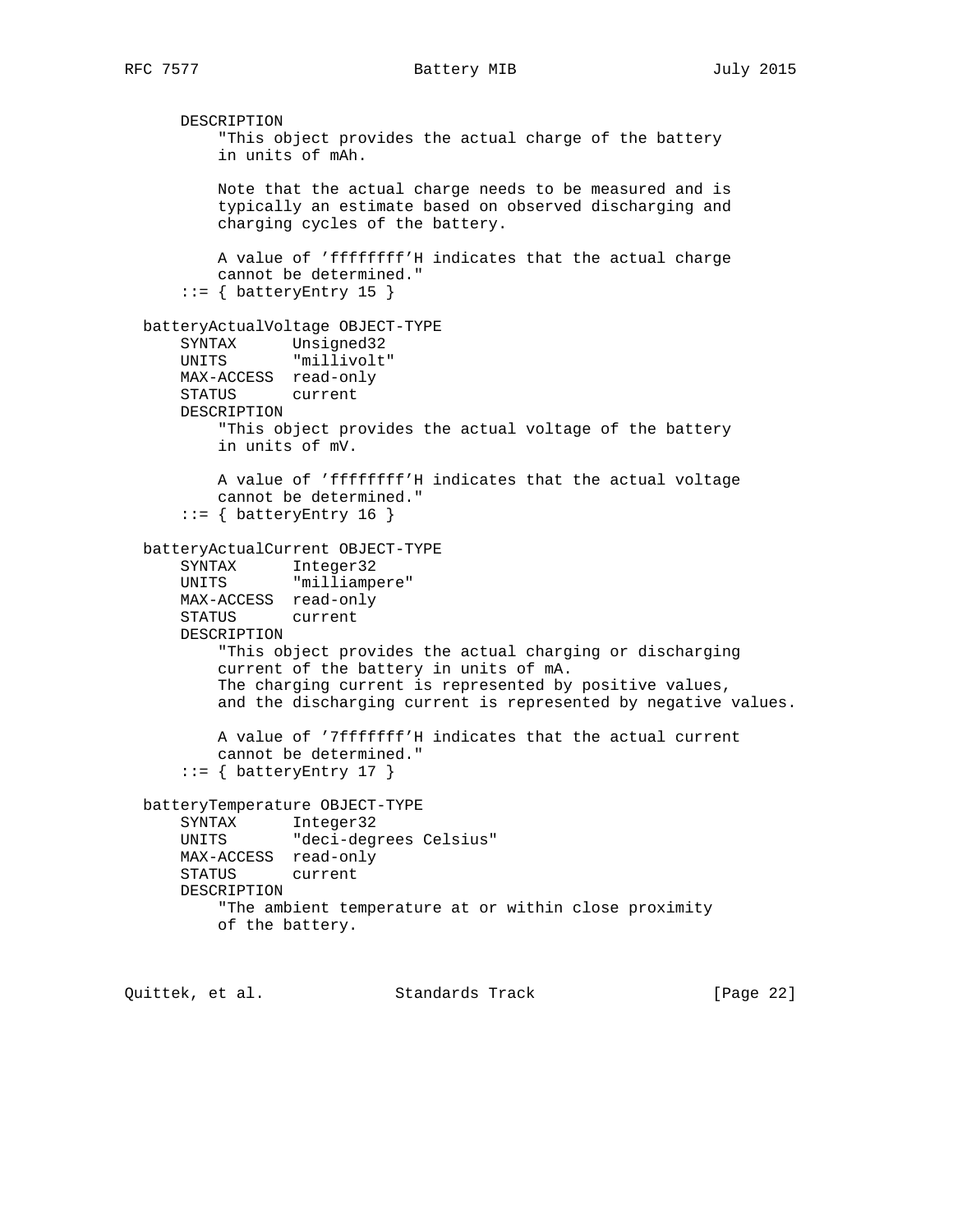```
      DESCRIPTION
          "This object provides the actual charge of the battery
          in units of mAh.

          Note that the actual charge needs to be measured and is
          typically an estimate based on observed discharging and
          charging cycles of the battery.

          A value of 'ffffffff'H indicates that the actual charge
          cannot be determined."
      ::= { batteryEntry 15 }

  batteryActualVoltage OBJECT-TYPE
      SYNTAX      Unsigned32
      UNITS       "millivolt"
      MAX-ACCESS  read-only
      STATUS      current
      DESCRIPTION
          "This object provides the actual voltage of the battery
          in units of mV.

          A value of 'ffffffff'H indicates that the actual voltage
          cannot be determined."
      ::= { batteryEntry 16 }

  batteryActualCurrent OBJECT-TYPE
      SYNTAX      Integer32
      UNITS       "milliampere"
      MAX-ACCESS  read-only
      STATUS      current
      DESCRIPTION
          "This object provides the actual charging or discharging
          current of the battery in units of mA.
          The charging current is represented by positive values,
          and the discharging current is represented by negative values.

          A value of '7fffffff'H indicates that the actual current
          cannot be determined."
      ::= { batteryEntry 17 }

  batteryTemperature OBJECT-TYPE
      SYNTAX      Integer32
      UNITS       "deci-degrees Celsius"
      MAX-ACCESS  read-only
      STATUS      current
      DESCRIPTION
          "The ambient temperature at or within close proximity
          of the battery.
```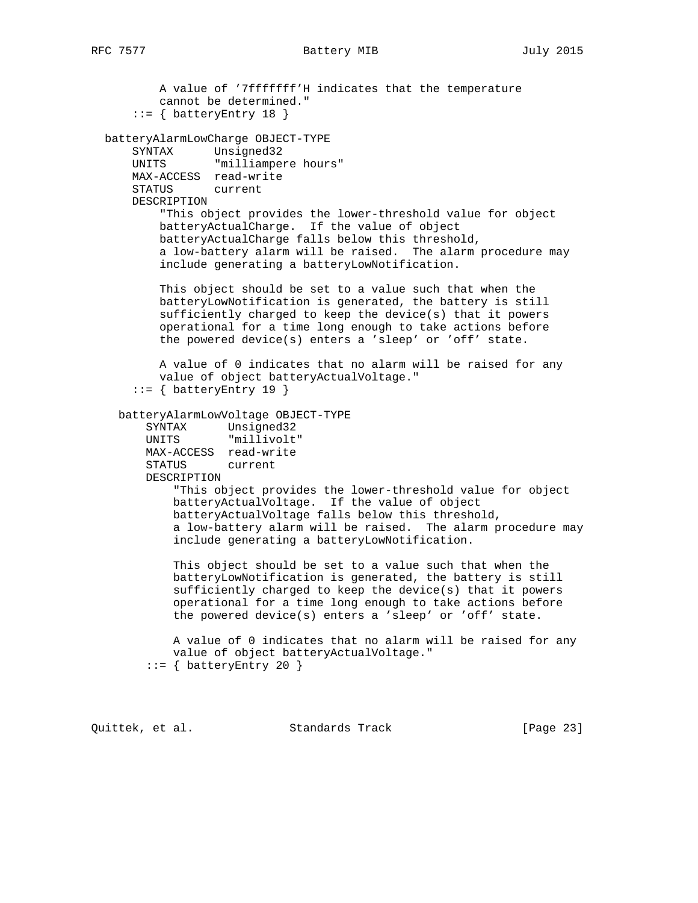```
          A value of '7fffffff'H indicates that the temperature
          cannot be determined."
      ::= { batteryEntry 18 }

  batteryAlarmLowCharge OBJECT-TYPE
      SYNTAX      Unsigned32
      UNITS       "milliampere hours"
      MAX-ACCESS  read-write
      STATUS      current
      DESCRIPTION
          "This object provides the lower-threshold value for object
          batteryActualCharge.  If the value of object
          batteryActualCharge falls below this threshold,
          a low-battery alarm will be raised.  The alarm procedure may
          include generating a batteryLowNotification.

          This object should be set to a value such that when the
          batteryLowNotification is generated, the battery is still
          sufficiently charged to keep the device(s) that it powers
          operational for a time long enough to take actions before
          the powered device(s) enters a 'sleep' or 'off' state.

          A value of 0 indicates that no alarm will be raised for any
          value of object batteryActualVoltage."
      ::= { batteryEntry 19 }

    batteryAlarmLowVoltage OBJECT-TYPE
        SYNTAX      Unsigned32
        UNITS       "millivolt"
        MAX-ACCESS  read-write
        STATUS      current
        DESCRIPTION
            "This object provides the lower-threshold value for object
            batteryActualVoltage.  If the value of object
            batteryActualVoltage falls below this threshold,
            a low-battery alarm will be raised.  The alarm procedure may
            include generating a batteryLowNotification.

            This object should be set to a value such that when the
            batteryLowNotification is generated, the battery is still
            sufficiently charged to keep the device(s) that it powers
            operational for a time long enough to take actions before
            the powered device(s) enters a 'sleep' or 'off' state.

            A value of 0 indicates that no alarm will be raised for any
            value of object batteryActualVoltage."
        ::= { batteryEntry 20 }
```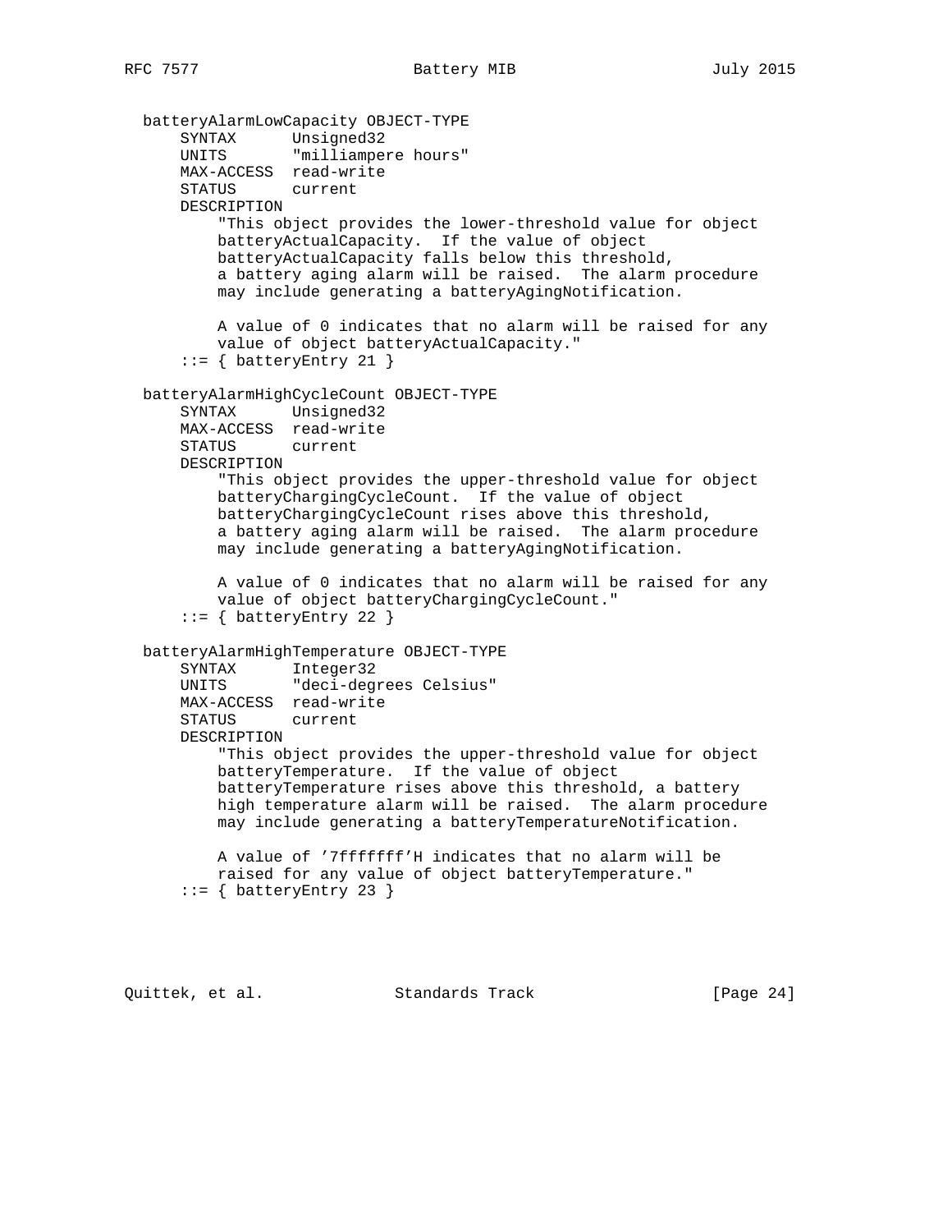```
   batteryAlarmLowCapacity OBJECT-TYPE
       SYNTAX      Unsigned32
       UNITS       "milliampere hours"
       MAX-ACCESS  read-write
       STATUS      current
       DESCRIPTION
           "This object provides the lower-threshold value for object
           batteryActualCapacity.  If the value of object
           batteryActualCapacity falls below this threshold,
           a battery aging alarm will be raised.  The alarm procedure
           may include generating a batteryAgingNotification.

           A value of 0 indicates that no alarm will be raised for any
           value of object batteryActualCapacity."
       ::= { batteryEntry 21 }

   batteryAlarmHighCycleCount OBJECT-TYPE
       SYNTAX      Unsigned32
       MAX-ACCESS  read-write
       STATUS      current
       DESCRIPTION
           "This object provides the upper-threshold value for object
           batteryChargingCycleCount.  If the value of object
           batteryChargingCycleCount rises above this threshold,
           a battery aging alarm will be raised.  The alarm procedure
           may include generating a batteryAgingNotification.

           A value of 0 indicates that no alarm will be raised for any
           value of object batteryChargingCycleCount."
       ::= { batteryEntry 22 }

   batteryAlarmHighTemperature OBJECT-TYPE
       SYNTAX      Integer32
       UNITS       "deci-degrees Celsius"
       MAX-ACCESS  read-write
       STATUS      current
       DESCRIPTION
           "This object provides the upper-threshold value for object
           batteryTemperature.  If the value of object
           batteryTemperature rises above this threshold, a battery
           high temperature alarm will be raised.  The alarm procedure
           may include generating a batteryTemperatureNotification.

           A value of '7fffffff'H indicates that no alarm will be
           raised for any value of object batteryTemperature."
       ::= { batteryEntry 23 }
```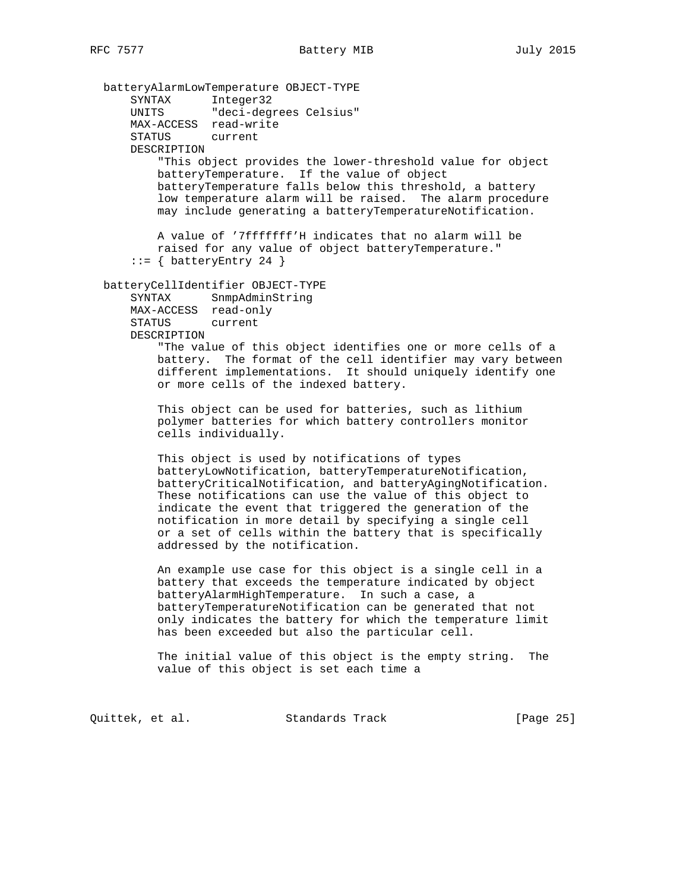```
   batteryAlarmLowTemperature OBJECT-TYPE
       SYNTAX      Integer32
       UNITS       "deci-degrees Celsius"
       MAX-ACCESS  read-write
       STATUS      current
       DESCRIPTION
           "This object provides the lower-threshold value for object
           batteryTemperature.  If the value of object
           batteryTemperature falls below this threshold, a battery
           low temperature alarm will be raised.  The alarm procedure
           may include generating a batteryTemperatureNotification.

           A value of '7fffffff'H indicates that no alarm will be
           raised for any value of object batteryTemperature."
       ::= { batteryEntry 24 }

   batteryCellIdentifier OBJECT-TYPE
       SYNTAX      SnmpAdminString
       MAX-ACCESS  read-only
       STATUS      current
       DESCRIPTION
           "The value of this object identifies one or more cells of a
           battery.  The format of the cell identifier may vary between
           different implementations.  It should uniquely identify one
           or more cells of the indexed battery.

           This object can be used for batteries, such as lithium
           polymer batteries for which battery controllers monitor
           cells individually.

           This object is used by notifications of types
           batteryLowNotification, batteryTemperatureNotification,
           batteryCriticalNotification, and batteryAgingNotification.
           These notifications can use the value of this object to
           indicate the event that triggered the generation of the
           notification in more detail by specifying a single cell
           or a set of cells within the battery that is specifically
           addressed by the notification.

           An example use case for this object is a single cell in a
           battery that exceeds the temperature indicated by object
           batteryAlarmHighTemperature.  In such a case, a
           batteryTemperatureNotification can be generated that not
           only indicates the battery for which the temperature limit
           has been exceeded but also the particular cell.

           The initial value of this object is the empty string.  The
           value of this object is set each time a
```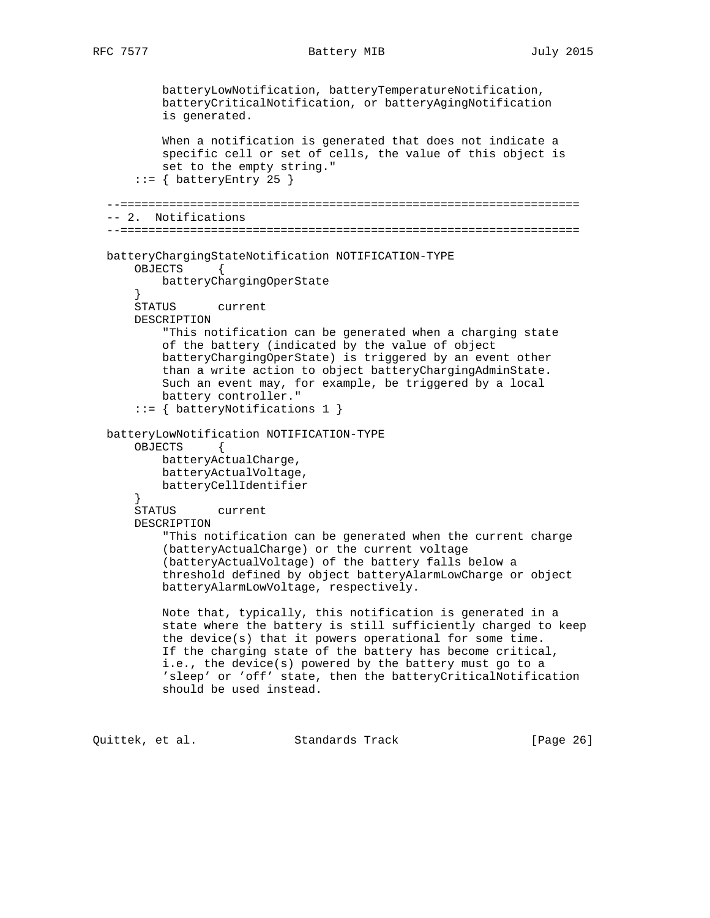```
        batteryLowNotification, batteryTemperatureNotification,
        batteryCriticalNotification, or batteryAgingNotification
        is generated.

        When a notification is generated that does not indicate a
        specific cell or set of cells, the value of this object is
        set to the empty string."
    ::= { batteryEntry 25 }

 --==================================================================
 -- 2.  Notifications
 --==================================================================

 batteryChargingStateNotification NOTIFICATION-TYPE
    OBJECTS     {
        batteryChargingOperState
    }
    STATUS      current
    DESCRIPTION
        "This notification can be generated when a charging state
        of the battery (indicated by the value of object
        batteryChargingOperState) is triggered by an event other
        than a write action to object batteryChargingAdminState.
        Such an event may, for example, be triggered by a local
        battery controller."
    ::= { batteryNotifications 1 }

 batteryLowNotification NOTIFICATION-TYPE
    OBJECTS     {
        batteryActualCharge,
        batteryActualVoltage,
        batteryCellIdentifier
    }
    STATUS      current
    DESCRIPTION
        "This notification can be generated when the current charge
        (batteryActualCharge) or the current voltage
        (batteryActualVoltage) of the battery falls below a
        threshold defined by object batteryAlarmLowCharge or object
        batteryAlarmLowVoltage, respectively.

        Note that, typically, this notification is generated in a
        state where the battery is still sufficiently charged to keep
        the device(s) that it powers operational for some time.
        If the charging state of the battery has become critical,
        i.e., the device(s) powered by the battery must go to a
        'sleep' or 'off' state, then the batteryCriticalNotification
        should be used instead.
```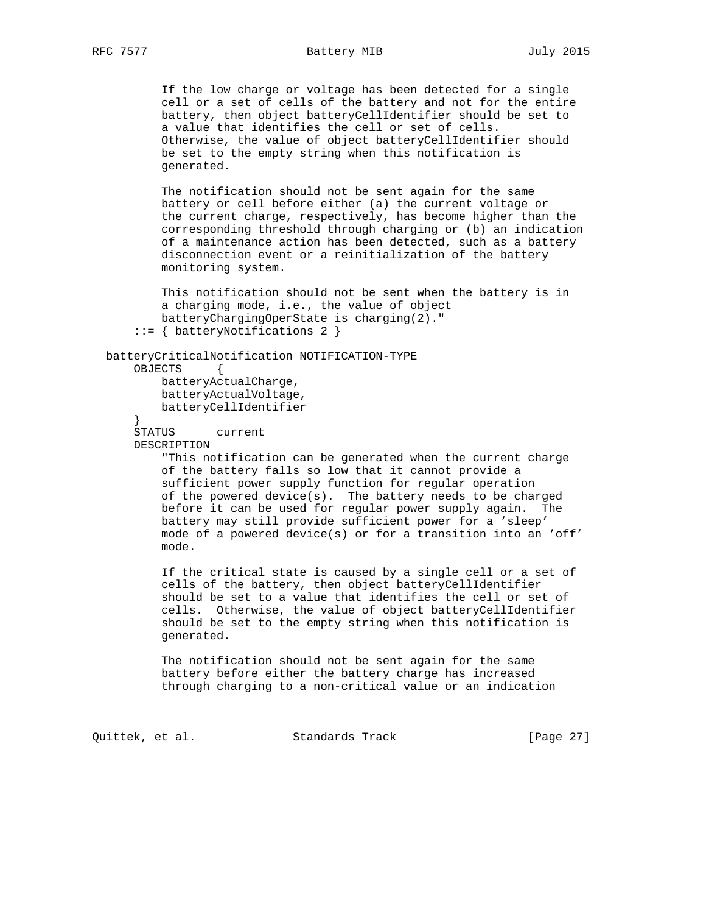```
          If the low charge or voltage has been detected for a single
          cell or a set of cells of the battery and not for the entire
          battery, then object batteryCellIdentifier should be set to
          a value that identifies the cell or set of cells.
          Otherwise, the value of object batteryCellIdentifier should
          be set to the empty string when this notification is
          generated.

          The notification should not be sent again for the same
          battery or cell before either (a) the current voltage or
          the current charge, respectively, has become higher than the
          corresponding threshold through charging or (b) an indication
          of a maintenance action has been detected, such as a battery
          disconnection event or a reinitialization of the battery
          monitoring system.

          This notification should not be sent when the battery is in
          a charging mode, i.e., the value of object
          batteryChargingOperState is charging(2)."
      ::= { batteryNotifications 2 }

  batteryCriticalNotification NOTIFICATION-TYPE
      OBJECTS     {
          batteryActualCharge,
          batteryActualVoltage,
          batteryCellIdentifier
      }
      STATUS      current
      DESCRIPTION
          "This notification can be generated when the current charge
          of the battery falls so low that it cannot provide a
          sufficient power supply function for regular operation
          of the powered device(s).  The battery needs to be charged
          before it can be used for regular power supply again.  The
          battery may still provide sufficient power for a 'sleep'
          mode of a powered device(s) or for a transition into an 'off'
          mode.

          If the critical state is caused by a single cell or a set of
          cells of the battery, then object batteryCellIdentifier
          should be set to a value that identifies the cell or set of
          cells.  Otherwise, the value of object batteryCellIdentifier
          should be set to the empty string when this notification is
          generated.

          The notification should not be sent again for the same
          battery before either the battery charge has increased
          through charging to a non-critical value or an indication
```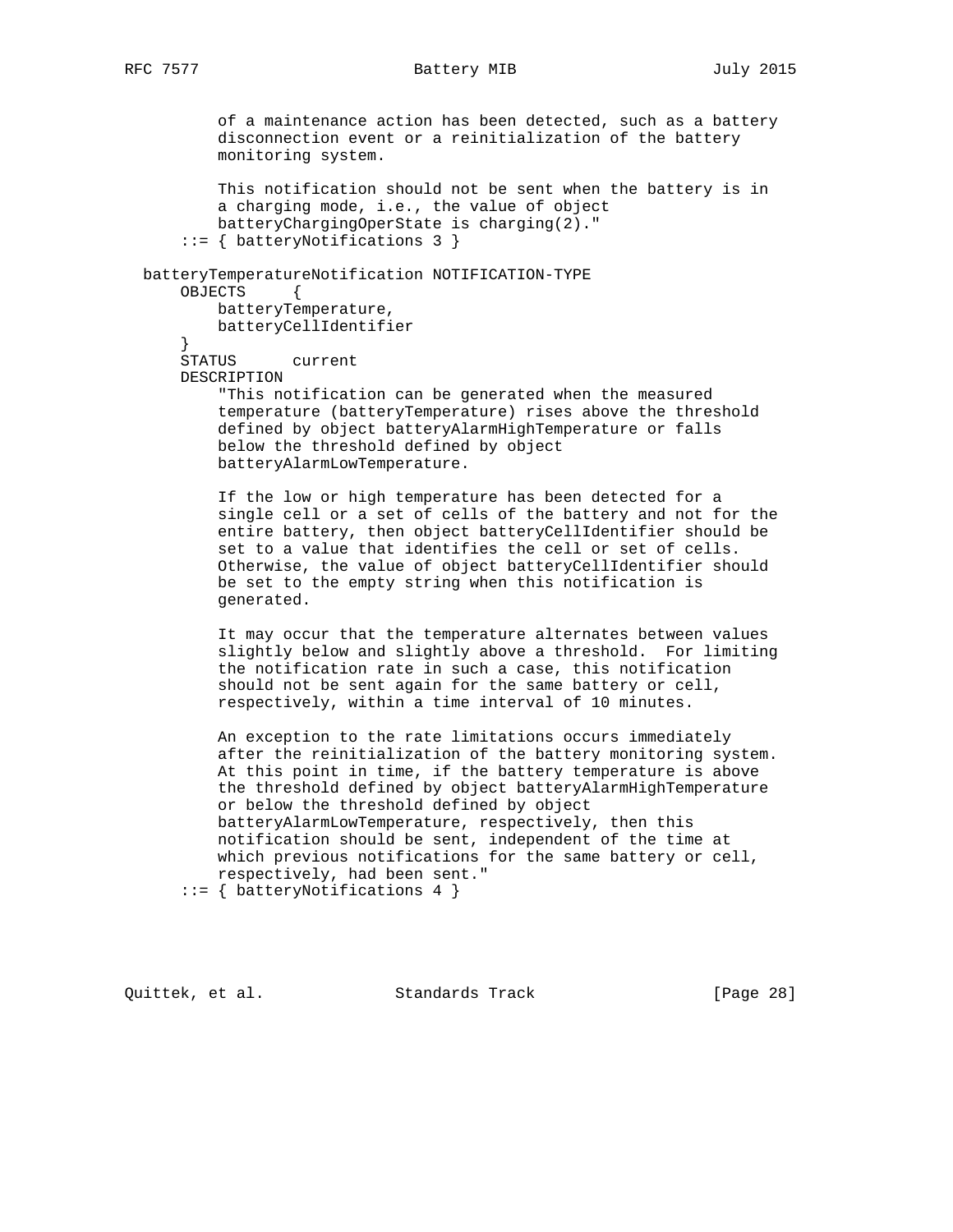```
          of a maintenance action has been detected, such as a battery
          disconnection event or a reinitialization of the battery
          monitoring system.

          This notification should not be sent when the battery is in
          a charging mode, i.e., the value of object
          batteryChargingOperState is charging(2)."
      ::= { batteryNotifications 3 }

  batteryTemperatureNotification NOTIFICATION-TYPE
      OBJECTS     {
          batteryTemperature,
          batteryCellIdentifier
      }
      STATUS      current
      DESCRIPTION
          "This notification can be generated when the measured
          temperature (batteryTemperature) rises above the threshold
          defined by object batteryAlarmHighTemperature or falls
          below the threshold defined by object
          batteryAlarmLowTemperature.

          If the low or high temperature has been detected for a
          single cell or a set of cells of the battery and not for the
          entire battery, then object batteryCellIdentifier should be
          set to a value that identifies the cell or set of cells.
          Otherwise, the value of object batteryCellIdentifier should
          be set to the empty string when this notification is
          generated.

          It may occur that the temperature alternates between values
          slightly below and slightly above a threshold.  For limiting
          the notification rate in such a case, this notification
          should not be sent again for the same battery or cell,
          respectively, within a time interval of 10 minutes.

          An exception to the rate limitations occurs immediately
          after the reinitialization of the battery monitoring system.
          At this point in time, if the battery temperature is above
          the threshold defined by object batteryAlarmHighTemperature
          or below the threshold defined by object
          batteryAlarmLowTemperature, respectively, then this
          notification should be sent, independent of the time at
          which previous notifications for the same battery or cell,
          respectively, had been sent."
      ::= { batteryNotifications 4 }
```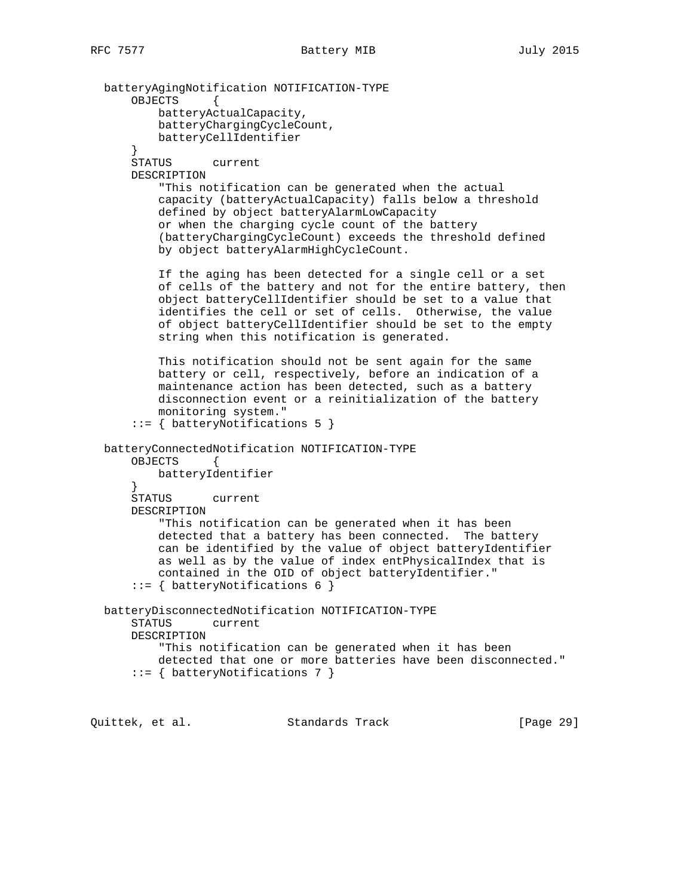```
   batteryAgingNotification NOTIFICATION-TYPE
       OBJECTS     {
           batteryActualCapacity,
           batteryChargingCycleCount,
           batteryCellIdentifier
       }
       STATUS      current
       DESCRIPTION
           "This notification can be generated when the actual
           capacity (batteryActualCapacity) falls below a threshold
           defined by object batteryAlarmLowCapacity
           or when the charging cycle count of the battery
           (batteryChargingCycleCount) exceeds the threshold defined
           by object batteryAlarmHighCycleCount.

           If the aging has been detected for a single cell or a set
           of cells of the battery and not for the entire battery, then
           object batteryCellIdentifier should be set to a value that
           identifies the cell or set of cells.  Otherwise, the value
           of object batteryCellIdentifier should be set to the empty
           string when this notification is generated.

           This notification should not be sent again for the same
           battery or cell, respectively, before an indication of a
           maintenance action has been detected, such as a battery
           disconnection event or a reinitialization of the battery
           monitoring system."
       ::= { batteryNotifications 5 }

   batteryConnectedNotification NOTIFICATION-TYPE
       OBJECTS     {
           batteryIdentifier
       }
       STATUS      current
       DESCRIPTION
           "This notification can be generated when it has been
           detected that a battery has been connected.  The battery
           can be identified by the value of object batteryIdentifier
           as well as by the value of index entPhysicalIndex that is
           contained in the OID of object batteryIdentifier."
       ::= { batteryNotifications 6 }

   batteryDisconnectedNotification NOTIFICATION-TYPE
       STATUS      current
       DESCRIPTION
           "This notification can be generated when it has been
           detected that one or more batteries have been disconnected."
       ::= { batteryNotifications 7 }
```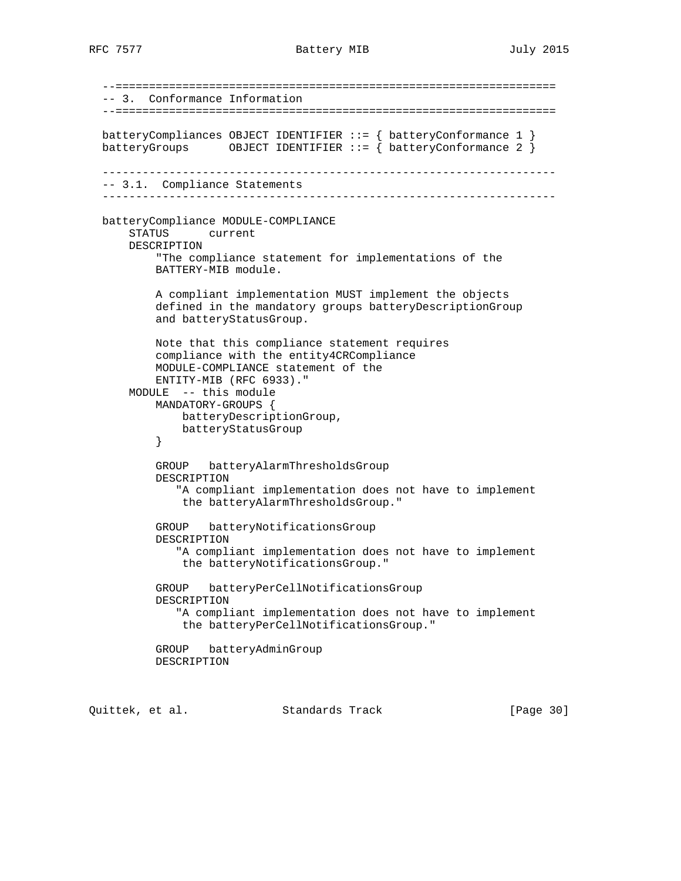```
   --==================================================================
   -- 3.  Conformance Information
   --==================================================================

   batteryCompliances OBJECT IDENTIFIER ::= { batteryConformance 1 }
   batteryGroups      OBJECT IDENTIFIER ::= { batteryConformance 2 }

   --------------------------------------------------------------------
   -- 3.1.  Compliance Statements
   --------------------------------------------------------------------

   batteryCompliance MODULE-COMPLIANCE
       STATUS      current
       DESCRIPTION
           "The compliance statement for implementations of the
           BATTERY-MIB module.

           A compliant implementation MUST implement the objects
           defined in the mandatory groups batteryDescriptionGroup
           and batteryStatusGroup.

           Note that this compliance statement requires
           compliance with the entity4CRCompliance
           MODULE-COMPLIANCE statement of the
           ENTITY-MIB (RFC 6933)."
       MODULE  -- this module
           MANDATORY-GROUPS {
               batteryDescriptionGroup,
               batteryStatusGroup
           }

           GROUP   batteryAlarmThresholdsGroup
           DESCRIPTION
              "A compliant implementation does not have to implement
               the batteryAlarmThresholdsGroup."

           GROUP   batteryNotificationsGroup
           DESCRIPTION
              "A compliant implementation does not have to implement
               the batteryNotificationsGroup."

           GROUP   batteryPerCellNotificationsGroup
           DESCRIPTION
              "A compliant implementation does not have to implement
               the batteryPerCellNotificationsGroup."

           GROUP   batteryAdminGroup
           DESCRIPTION
```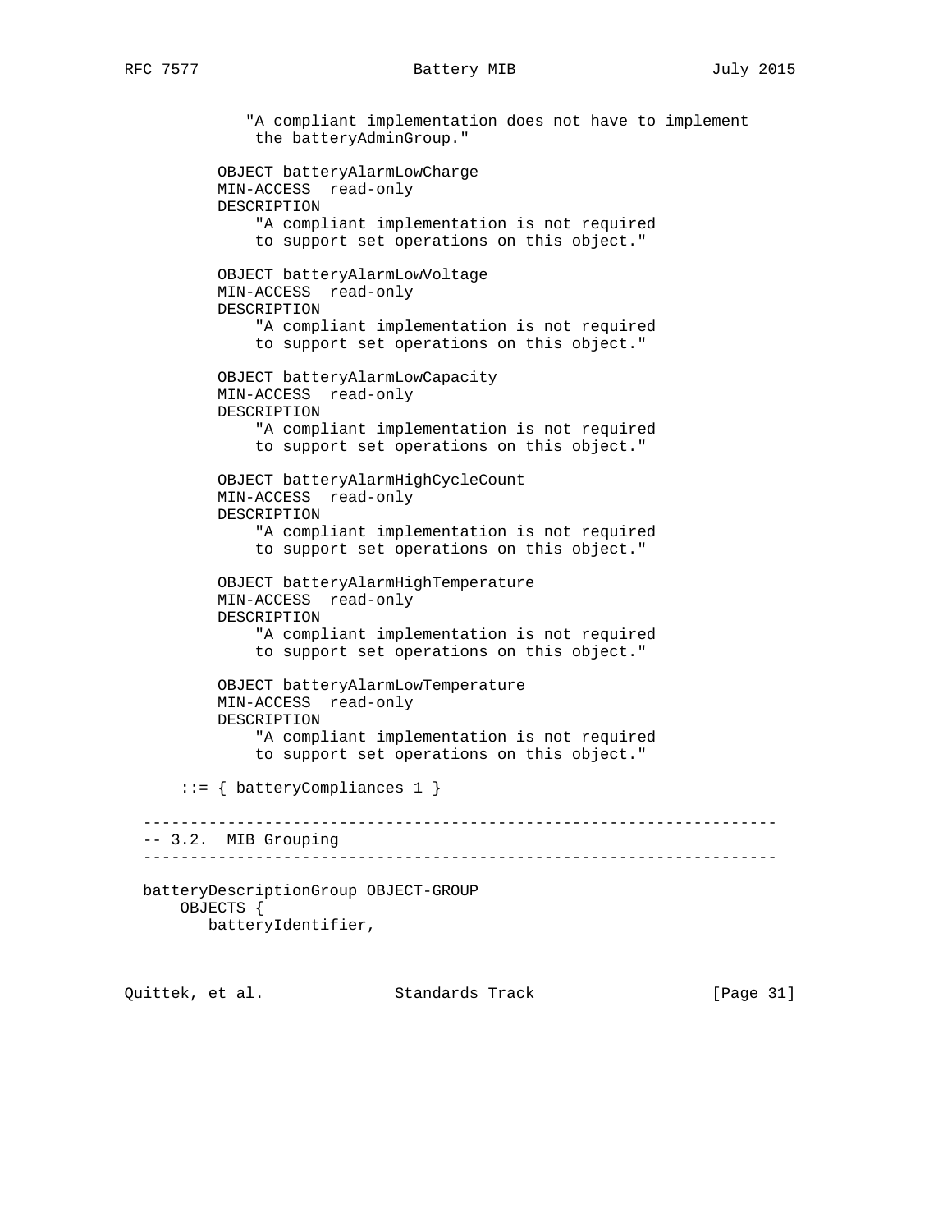```
            "A compliant implementation does not have to implement
             the batteryAdminGroup."

        OBJECT batteryAlarmLowCharge
        MIN-ACCESS  read-only
        DESCRIPTION
            "A compliant implementation is not required
            to support set operations on this object."

        OBJECT batteryAlarmLowVoltage
        MIN-ACCESS  read-only
        DESCRIPTION
            "A compliant implementation is not required
            to support set operations on this object."

        OBJECT batteryAlarmLowCapacity
        MIN-ACCESS  read-only
        DESCRIPTION
            "A compliant implementation is not required
            to support set operations on this object."

        OBJECT batteryAlarmHighCycleCount
        MIN-ACCESS  read-only
        DESCRIPTION
            "A compliant implementation is not required
            to support set operations on this object."

        OBJECT batteryAlarmHighTemperature
        MIN-ACCESS  read-only
        DESCRIPTION
            "A compliant implementation is not required
            to support set operations on this object."

        OBJECT batteryAlarmLowTemperature
        MIN-ACCESS  read-only
        DESCRIPTION
            "A compliant implementation is not required
            to support set operations on this object."

    ::= { batteryCompliances 1 }

--------------------------------------------------------------------
-- 3.2.  MIB Grouping
--------------------------------------------------------------------

batteryDescriptionGroup OBJECT-GROUP
    OBJECTS {
       batteryIdentifier,
```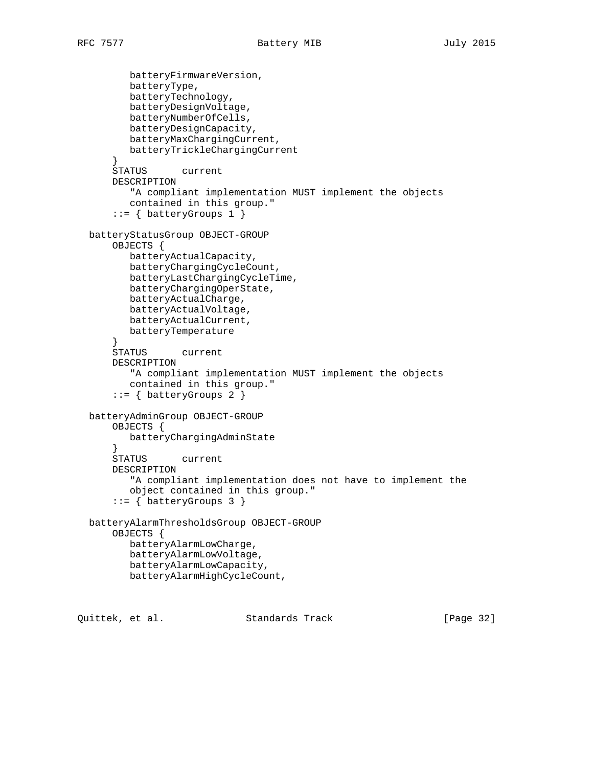```
         batteryFirmwareVersion,
         batteryType,
         batteryTechnology,
         batteryDesignVoltage,
         batteryNumberOfCells,
         batteryDesignCapacity,
         batteryMaxChargingCurrent,
         batteryTrickleChargingCurrent
      }
      STATUS      current
      DESCRIPTION
         "A compliant implementation MUST implement the objects
         contained in this group."
      ::= { batteryGroups 1 }

  batteryStatusGroup OBJECT-GROUP
      OBJECTS {
         batteryActualCapacity,
         batteryChargingCycleCount,
         batteryLastChargingCycleTime,
         batteryChargingOperState,
         batteryActualCharge,
         batteryActualVoltage,
         batteryActualCurrent,
         batteryTemperature
      }
      STATUS      current
      DESCRIPTION
         "A compliant implementation MUST implement the objects
         contained in this group."
      ::= { batteryGroups 2 }

  batteryAdminGroup OBJECT-GROUP
      OBJECTS {
         batteryChargingAdminState
      }
      STATUS      current
      DESCRIPTION
         "A compliant implementation does not have to implement the
         object contained in this group."
      ::= { batteryGroups 3 }

  batteryAlarmThresholdsGroup OBJECT-GROUP
      OBJECTS {
         batteryAlarmLowCharge,
         batteryAlarmLowVoltage,
         batteryAlarmLowCapacity,
         batteryAlarmHighCycleCount,
```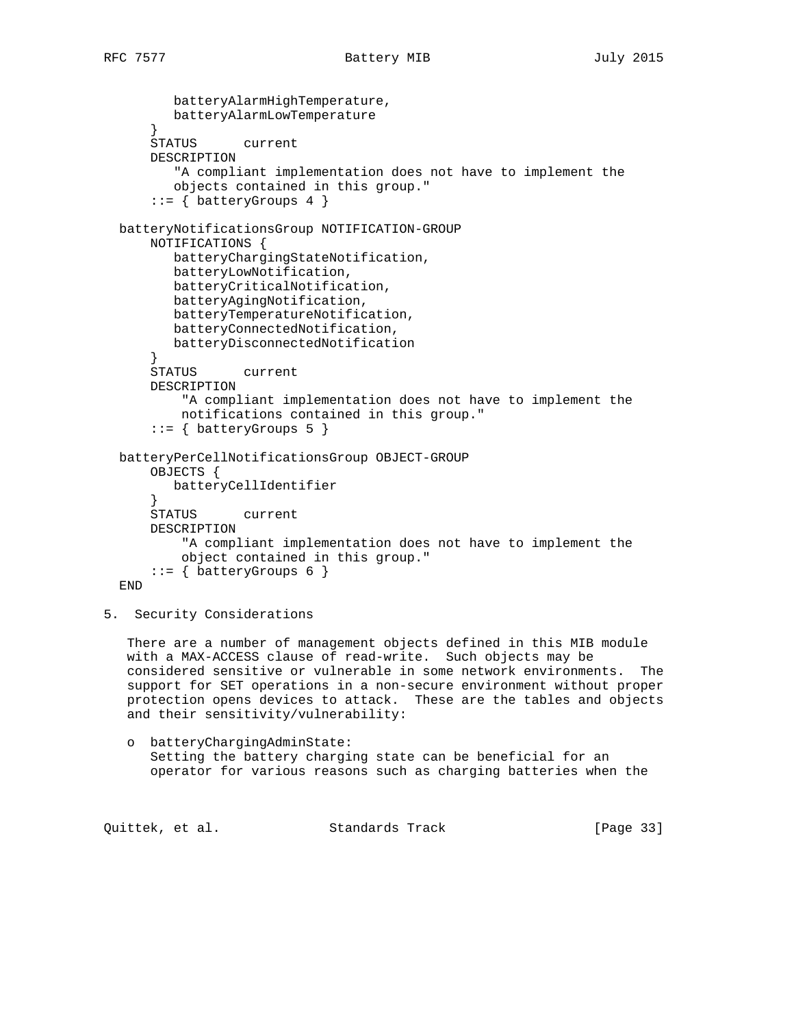```
         batteryAlarmHighTemperature,
         batteryAlarmLowTemperature
      }
      STATUS      current
      DESCRIPTION
         "A compliant implementation does not have to implement the
         objects contained in this group."
      ::= { batteryGroups 4 }

  batteryNotificationsGroup NOTIFICATION-GROUP
      NOTIFICATIONS {
         batteryChargingStateNotification,
         batteryLowNotification,
         batteryCriticalNotification,
         batteryAgingNotification,
         batteryTemperatureNotification,
         batteryConnectedNotification,
         batteryDisconnectedNotification
      }
      STATUS      current
      DESCRIPTION
          "A compliant implementation does not have to implement the
          notifications contained in this group."
      ::= { batteryGroups 5 }

  batteryPerCellNotificationsGroup OBJECT-GROUP
      OBJECTS {
         batteryCellIdentifier
      }
      STATUS      current
      DESCRIPTION
          "A compliant implementation does not have to implement the
          object contained in this group."
      ::= { batteryGroups 6 }
  END
```

## 5. Security Considerations

There are a number of management objects defined in this MIB module with a MAX-ACCESS clause of read-write. Such objects may be considered sensitive or vulnerable in some network environments. The support for SET operations in a non-secure environment without proper protection opens devices to attack. These are the tables and objects and their sensitivity/vulnerability:

- batteryChargingAdminState:
  Setting the battery charging state can be beneficial for an operator for various reasons such as charging batteries when the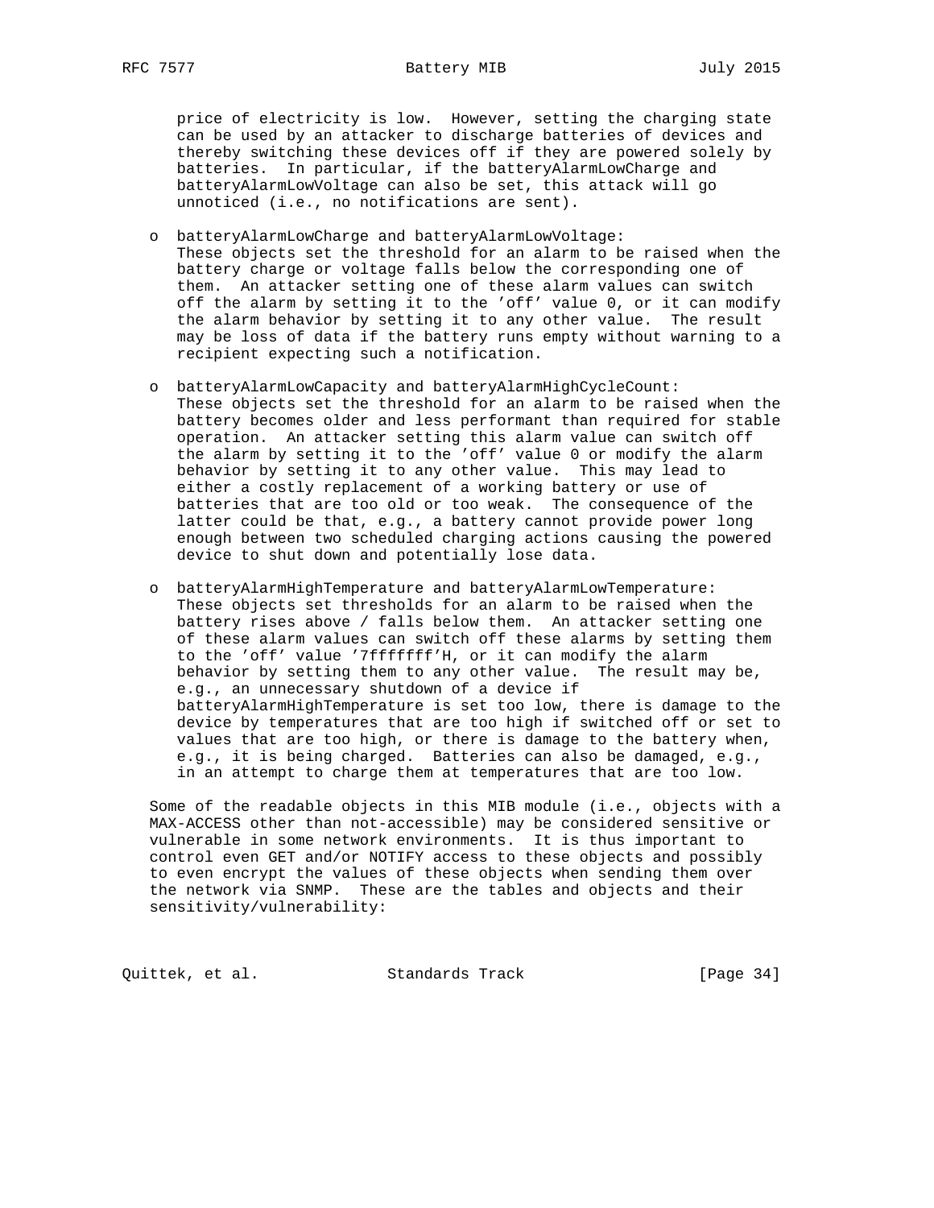price of electricity is low. However, setting the charging state can be used by an attacker to discharge batteries of devices and thereby switching these devices off if they are powered solely by batteries. In particular, if the batteryAlarmLowCharge and batteryAlarmLowVoltage can also be set, this attack will go unnoticed (i.e., no notifications are sent).

- batteryAlarmLowCharge and batteryAlarmLowVoltage: These objects set the threshold for an alarm to be raised when the battery charge or voltage falls below the corresponding one of them. An attacker setting one of these alarm values can switch off the alarm by setting it to the 'off' value 0, or it can modify the alarm behavior by setting it to any other value. The result may be loss of data if the battery runs empty without warning to a recipient expecting such a notification.

- batteryAlarmLowCapacity and batteryAlarmHighCycleCount: These objects set the threshold for an alarm to be raised when the battery becomes older and less performant than required for stable operation. An attacker setting this alarm value can switch off the alarm by setting it to the 'off' value 0 or modify the alarm behavior by setting it to any other value. This may lead to either a costly replacement of a working battery or use of batteries that are too old or too weak. The consequence of the latter could be that, e.g., a battery cannot provide power long enough between two scheduled charging actions causing the powered device to shut down and potentially lose data.

- batteryAlarmHighTemperature and batteryAlarmLowTemperature: These objects set thresholds for an alarm to be raised when the battery rises above / falls below them. An attacker setting one of these alarm values can switch off these alarms by setting them to the 'off' value '7fffffff'H, or it can modify the alarm behavior by setting them to any other value. The result may be, e.g., an unnecessary shutdown of a device if batteryAlarmHighTemperature is set too low, there is damage to the device by temperatures that are too high if switched off or set to values that are too high, or there is damage to the battery when, e.g., it is being charged. Batteries can also be damaged, e.g., in an attempt to charge them at temperatures that are too low.

Some of the readable objects in this MIB module (i.e., objects with a MAX-ACCESS other than not-accessible) may be considered sensitive or vulnerable in some network environments. It is thus important to control even GET and/or NOTIFY access to these objects and possibly to even encrypt the values of these objects when sending them over the network via SNMP. These are the tables and objects and their sensitivity/vulnerability: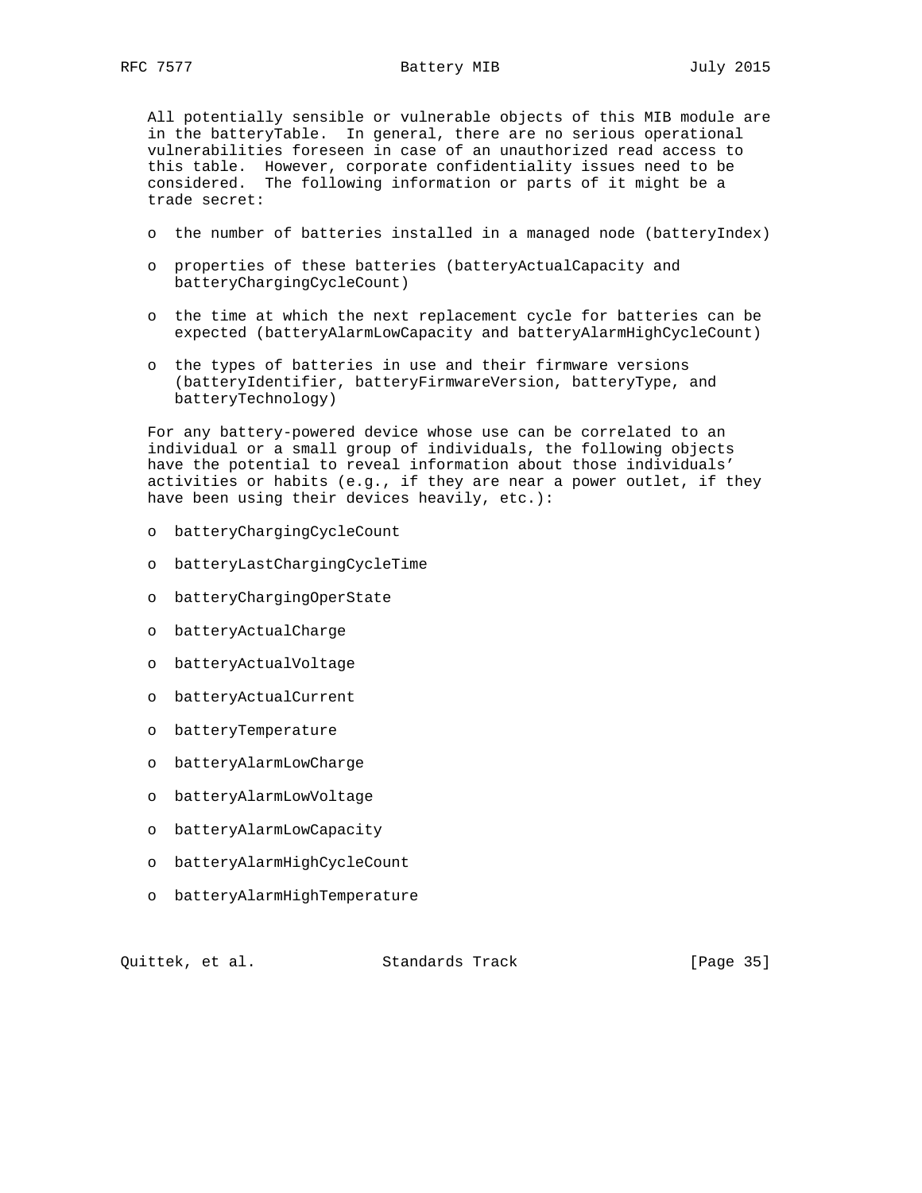All potentially sensible or vulnerable objects of this MIB module are in the batteryTable. In general, there are no serious operational vulnerabilities foreseen in case of an unauthorized read access to this table. However, corporate confidentiality issues need to be considered. The following information or parts of it might be a trade secret:

- the number of batteries installed in a managed node (batteryIndex)
- properties of these batteries (batteryActualCapacity and batteryChargingCycleCount)
- the time at which the next replacement cycle for batteries can be expected (batteryAlarmLowCapacity and batteryAlarmHighCycleCount)
- the types of batteries in use and their firmware versions (batteryIdentifier, batteryFirmwareVersion, batteryType, and batteryTechnology)

For any battery-powered device whose use can be correlated to an individual or a small group of individuals, the following objects have the potential to reveal information about those individuals' activities or habits (e.g., if they are near a power outlet, if they have been using their devices heavily, etc.):

- batteryChargingCycleCount
- batteryLastChargingCycleTime
- batteryChargingOperState
- batteryActualCharge
- batteryActualVoltage
- batteryActualCurrent
- batteryTemperature
- batteryAlarmLowCharge
- batteryAlarmLowVoltage
- batteryAlarmLowCapacity
- batteryAlarmHighCycleCount
- batteryAlarmHighTemperature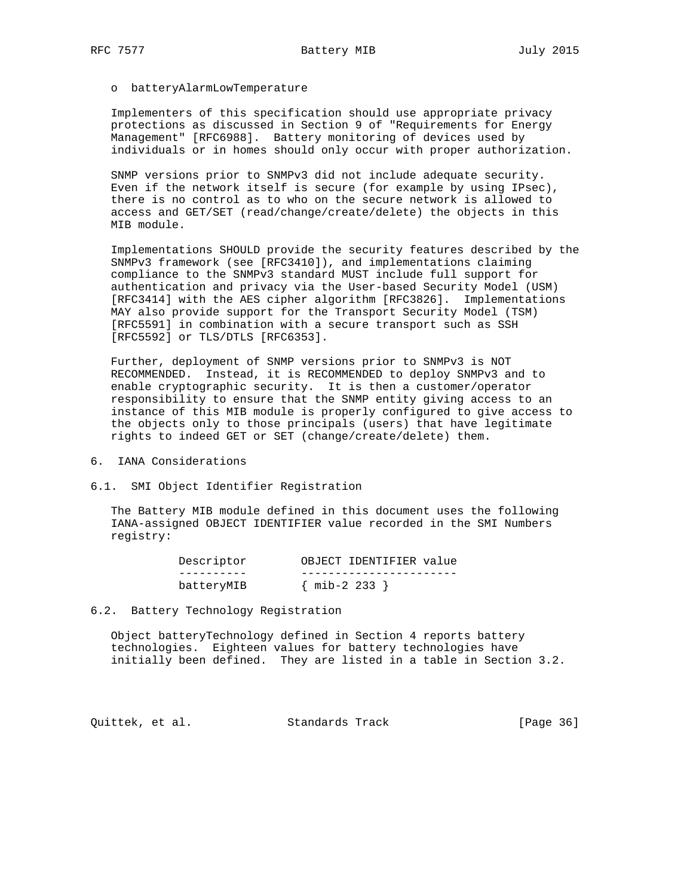- batteryAlarmLowTemperature

Implementers of this specification should use appropriate privacy protections as discussed in Section 9 of "Requirements for Energy Management" [RFC6988]. Battery monitoring of devices used by individuals or in homes should only occur with proper authorization.

SNMP versions prior to SNMPv3 did not include adequate security. Even if the network itself is secure (for example by using IPsec), there is no control as to who on the secure network is allowed to access and GET/SET (read/change/create/delete) the objects in this MIB module.

Implementations SHOULD provide the security features described by the SNMPv3 framework (see [RFC3410]), and implementations claiming compliance to the SNMPv3 standard MUST include full support for authentication and privacy via the User-based Security Model (USM) [RFC3414] with the AES cipher algorithm [RFC3826]. Implementations MAY also provide support for the Transport Security Model (TSM) [RFC5591] in combination with a secure transport such as SSH [RFC5592] or TLS/DTLS [RFC6353].

Further, deployment of SNMP versions prior to SNMPv3 is NOT RECOMMENDED. Instead, it is RECOMMENDED to deploy SNMPv3 and to enable cryptographic security. It is then a customer/operator responsibility to ensure that the SNMP entity giving access to an instance of this MIB module is properly configured to give access to the objects only to those principals (users) that have legitimate rights to indeed GET or SET (change/create/delete) them.

# 6. IANA Considerations

## 6.1. SMI Object Identifier Registration

The Battery MIB module defined in this document uses the following IANA-assigned OBJECT IDENTIFIER value recorded in the SMI Numbers registry:

| Descriptor | OBJECT IDENTIFIER value |
|---|---|
| batteryMIB | { mib-2 233 } |

## 6.2. Battery Technology Registration

Object batteryTechnology defined in Section 4 reports battery technologies. Eighteen values for battery technologies have initially been defined. They are listed in a table in Section 3.2.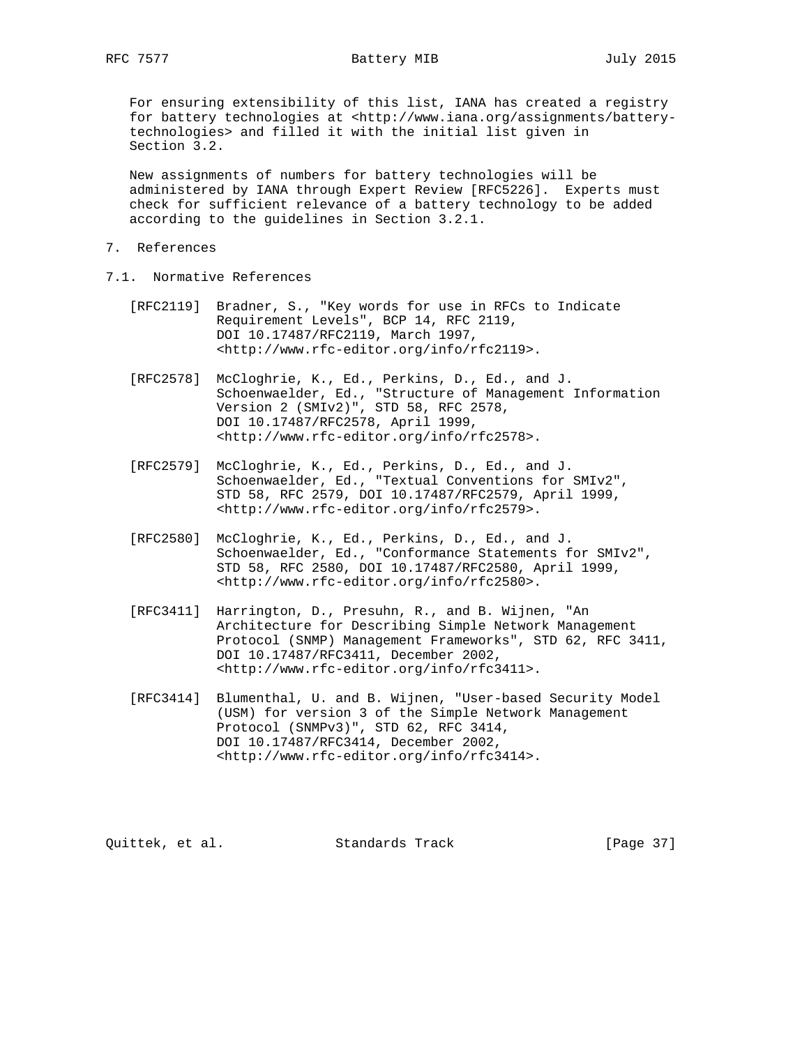For ensuring extensibility of this list, IANA has created a registry for battery technologies at <http://www.iana.org/assignments/battery-technologies> and filled it with the initial list given in Section 3.2.

New assignments of numbers for battery technologies will be administered by IANA through Expert Review [RFC5226]. Experts must check for sufficient relevance of a battery technology to be added according to the guidelines in Section 3.2.1.

# 7. References

## 7.1. Normative References

[RFC2119] Bradner, S., "Key words for use in RFCs to Indicate Requirement Levels", BCP 14, RFC 2119, DOI 10.17487/RFC2119, March 1997, <http://www.rfc-editor.org/info/rfc2119>.

[RFC2578] McCloghrie, K., Ed., Perkins, D., Ed., and J. Schoenwaelder, Ed., "Structure of Management Information Version 2 (SMIv2)", STD 58, RFC 2578, DOI 10.17487/RFC2578, April 1999, <http://www.rfc-editor.org/info/rfc2578>.

[RFC2579] McCloghrie, K., Ed., Perkins, D., Ed., and J. Schoenwaelder, Ed., "Textual Conventions for SMIv2", STD 58, RFC 2579, DOI 10.17487/RFC2579, April 1999, <http://www.rfc-editor.org/info/rfc2579>.

[RFC2580] McCloghrie, K., Ed., Perkins, D., Ed., and J. Schoenwaelder, Ed., "Conformance Statements for SMIv2", STD 58, RFC 2580, DOI 10.17487/RFC2580, April 1999, <http://www.rfc-editor.org/info/rfc2580>.

[RFC3411] Harrington, D., Presuhn, R., and B. Wijnen, "An Architecture for Describing Simple Network Management Protocol (SNMP) Management Frameworks", STD 62, RFC 3411, DOI 10.17487/RFC3411, December 2002, <http://www.rfc-editor.org/info/rfc3411>.

[RFC3414] Blumenthal, U. and B. Wijnen, "User-based Security Model (USM) for version 3 of the Simple Network Management Protocol (SNMPv3)", STD 62, RFC 3414, DOI 10.17487/RFC3414, December 2002, <http://www.rfc-editor.org/info/rfc3414>.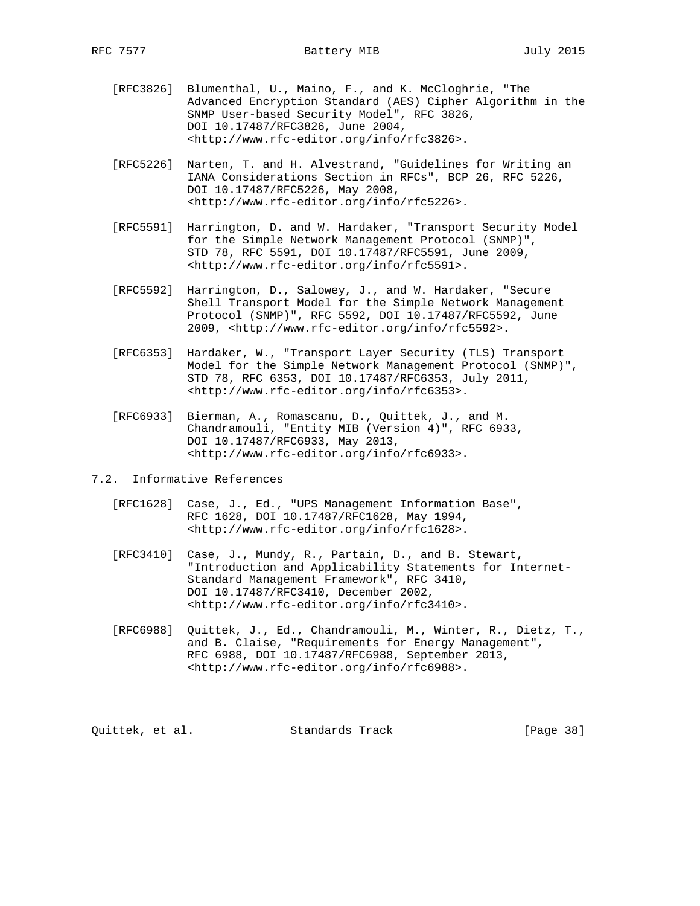[RFC3826] Blumenthal, U., Maino, F., and K. McCloghrie, "The Advanced Encryption Standard (AES) Cipher Algorithm in the SNMP User-based Security Model", RFC 3826, DOI 10.17487/RFC3826, June 2004, <http://www.rfc-editor.org/info/rfc3826>.

[RFC5226] Narten, T. and H. Alvestrand, "Guidelines for Writing an IANA Considerations Section in RFCs", BCP 26, RFC 5226, DOI 10.17487/RFC5226, May 2008, <http://www.rfc-editor.org/info/rfc5226>.

[RFC5591] Harrington, D. and W. Hardaker, "Transport Security Model for the Simple Network Management Protocol (SNMP)", STD 78, RFC 5591, DOI 10.17487/RFC5591, June 2009, <http://www.rfc-editor.org/info/rfc5591>.

[RFC5592] Harrington, D., Salowey, J., and W. Hardaker, "Secure Shell Transport Model for the Simple Network Management Protocol (SNMP)", RFC 5592, DOI 10.17487/RFC5592, June 2009, <http://www.rfc-editor.org/info/rfc5592>.

[RFC6353] Hardaker, W., "Transport Layer Security (TLS) Transport Model for the Simple Network Management Protocol (SNMP)", STD 78, RFC 6353, DOI 10.17487/RFC6353, July 2011, <http://www.rfc-editor.org/info/rfc6353>.

[RFC6933] Bierman, A., Romascanu, D., Quittek, J., and M. Chandramouli, "Entity MIB (Version 4)", RFC 6933, DOI 10.17487/RFC6933, May 2013, <http://www.rfc-editor.org/info/rfc6933>.

## 7.2. Informative References

[RFC1628] Case, J., Ed., "UPS Management Information Base", RFC 1628, DOI 10.17487/RFC1628, May 1994, <http://www.rfc-editor.org/info/rfc1628>.

[RFC3410] Case, J., Mundy, R., Partain, D., and B. Stewart, "Introduction and Applicability Statements for Internet-Standard Management Framework", RFC 3410, DOI 10.17487/RFC3410, December 2002, <http://www.rfc-editor.org/info/rfc3410>.

[RFC6988] Quittek, J., Ed., Chandramouli, M., Winter, R., Dietz, T., and B. Claise, "Requirements for Energy Management", RFC 6988, DOI 10.17487/RFC6988, September 2013, <http://www.rfc-editor.org/info/rfc6988>.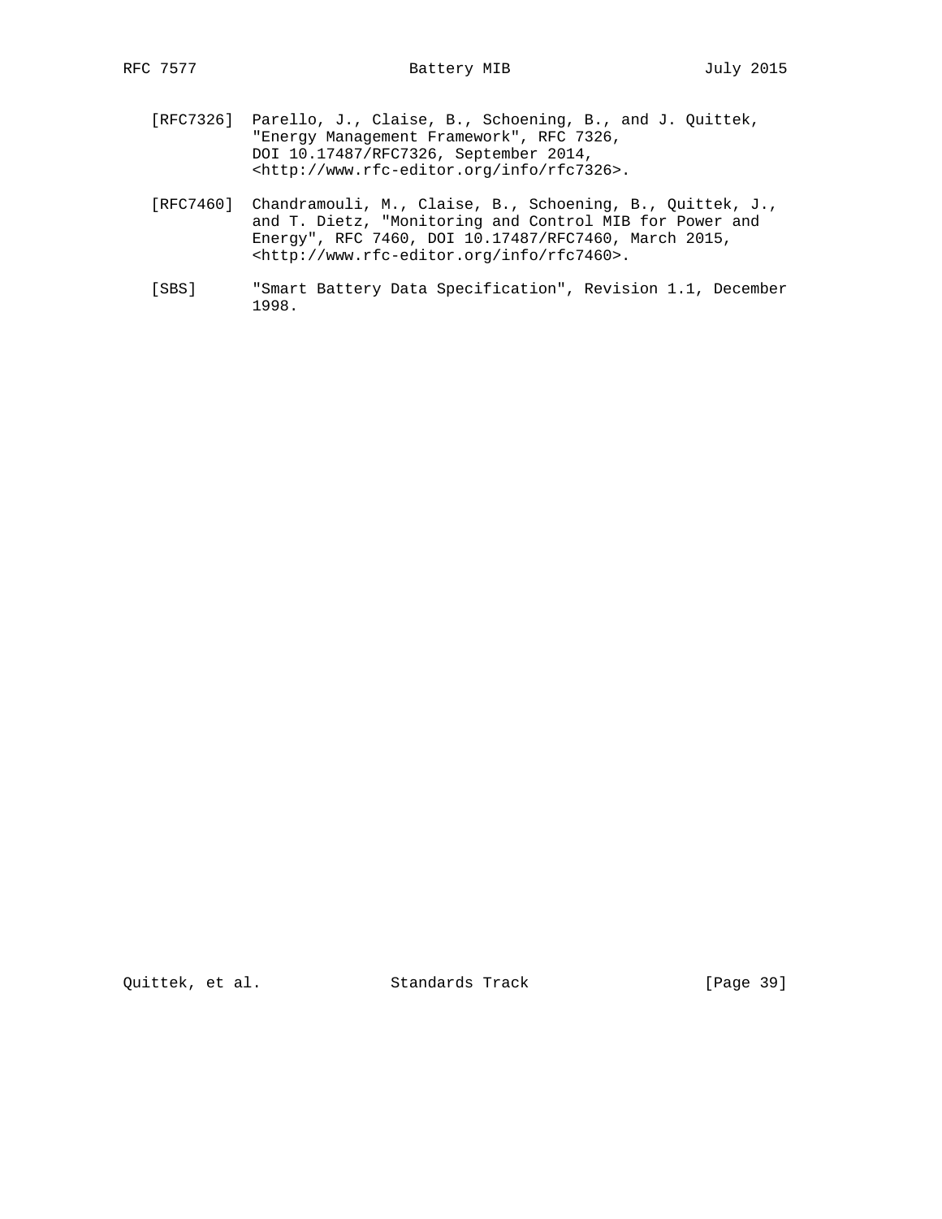[RFC7326] Parello, J., Claise, B., Schoening, B., and J. Quittek, "Energy Management Framework", RFC 7326, DOI 10.17487/RFC7326, September 2014, <http://www.rfc-editor.org/info/rfc7326>.

[RFC7460] Chandramouli, M., Claise, B., Schoening, B., Quittek, J., and T. Dietz, "Monitoring and Control MIB for Power and Energy", RFC 7460, DOI 10.17487/RFC7460, March 2015, <http://www.rfc-editor.org/info/rfc7460>.

[SBS] "Smart Battery Data Specification", Revision 1.1, December 1998.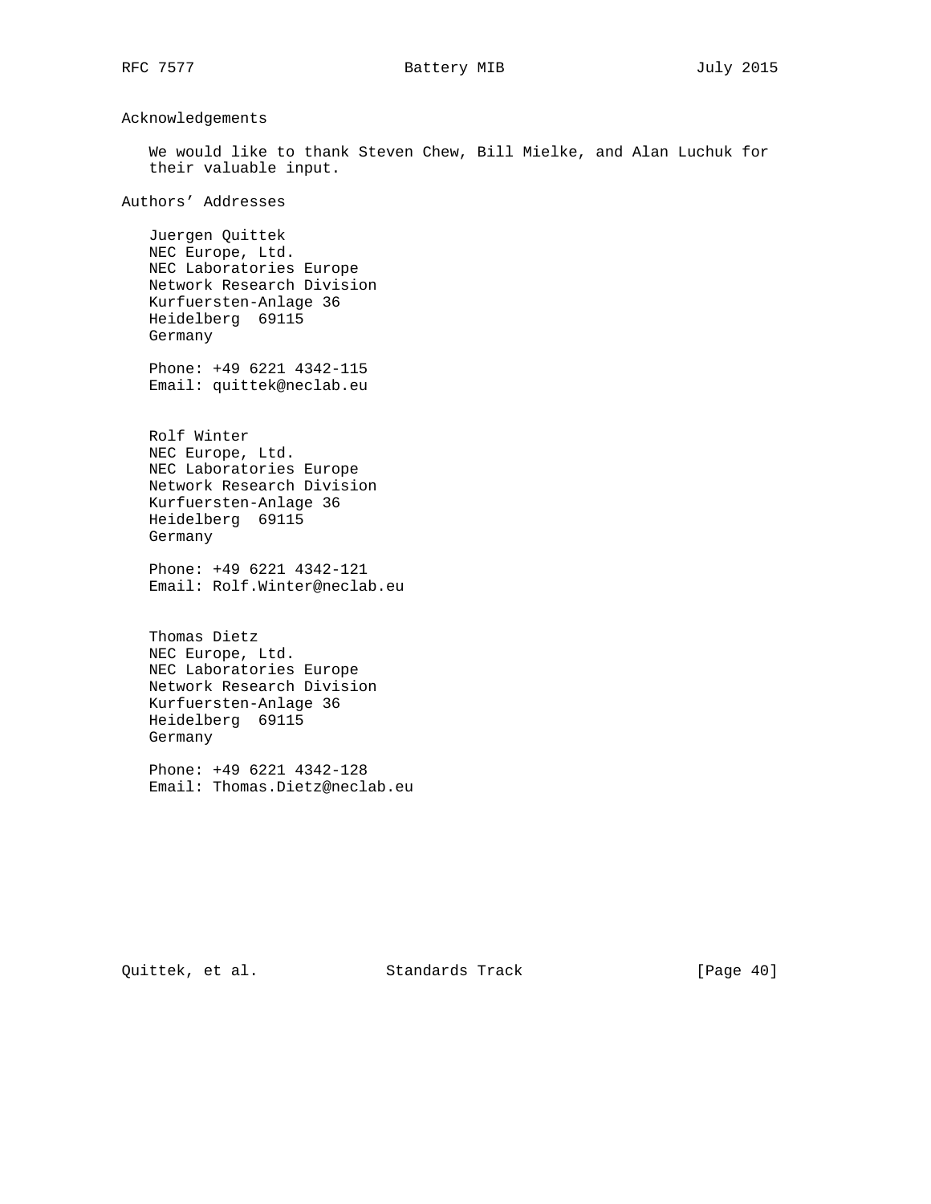## Acknowledgements

We would like to thank Steven Chew, Bill Mielke, and Alan Luchuk for their valuable input.

## Authors' Addresses

Juergen Quittek
NEC Europe, Ltd.
NEC Laboratories Europe
Network Research Division
Kurfuersten-Anlage 36
Heidelberg 69115
Germany

Phone: +49 6221 4342-115
Email: quittek@neclab.eu

Rolf Winter
NEC Europe, Ltd.
NEC Laboratories Europe
Network Research Division
Kurfuersten-Anlage 36
Heidelberg 69115
Germany

Phone: +49 6221 4342-121
Email: Rolf.Winter@neclab.eu

Thomas Dietz
NEC Europe, Ltd.
NEC Laboratories Europe
Network Research Division
Kurfuersten-Anlage 36
Heidelberg 69115
Germany

Phone: +49 6221 4342-128
Email: Thomas.Dietz@neclab.eu